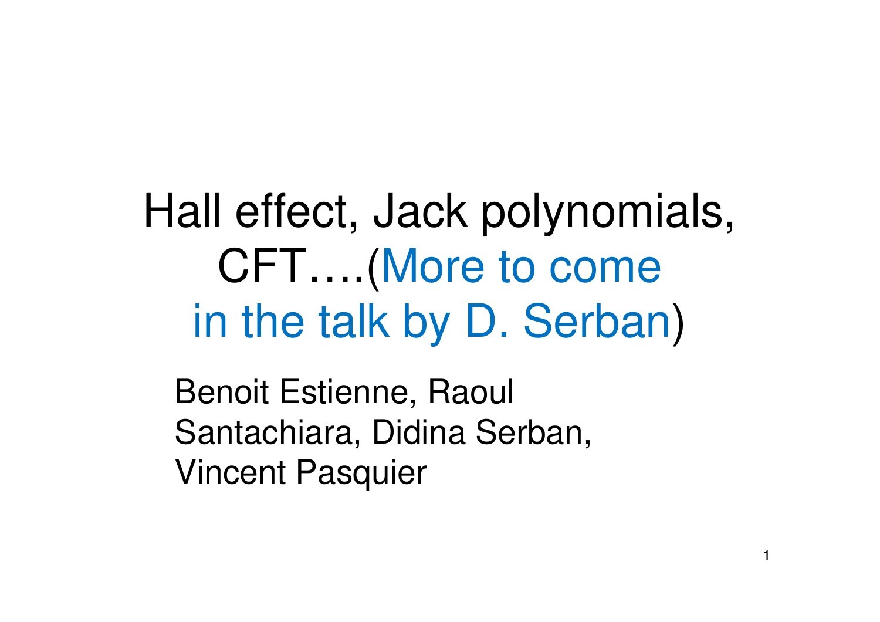# Hall effect, Jack polynomials, CFT….(More to come in the talk by D. Serban)

Benoit Estienne, Raoul Santachiara, Didina Serban, Vincent Pasquier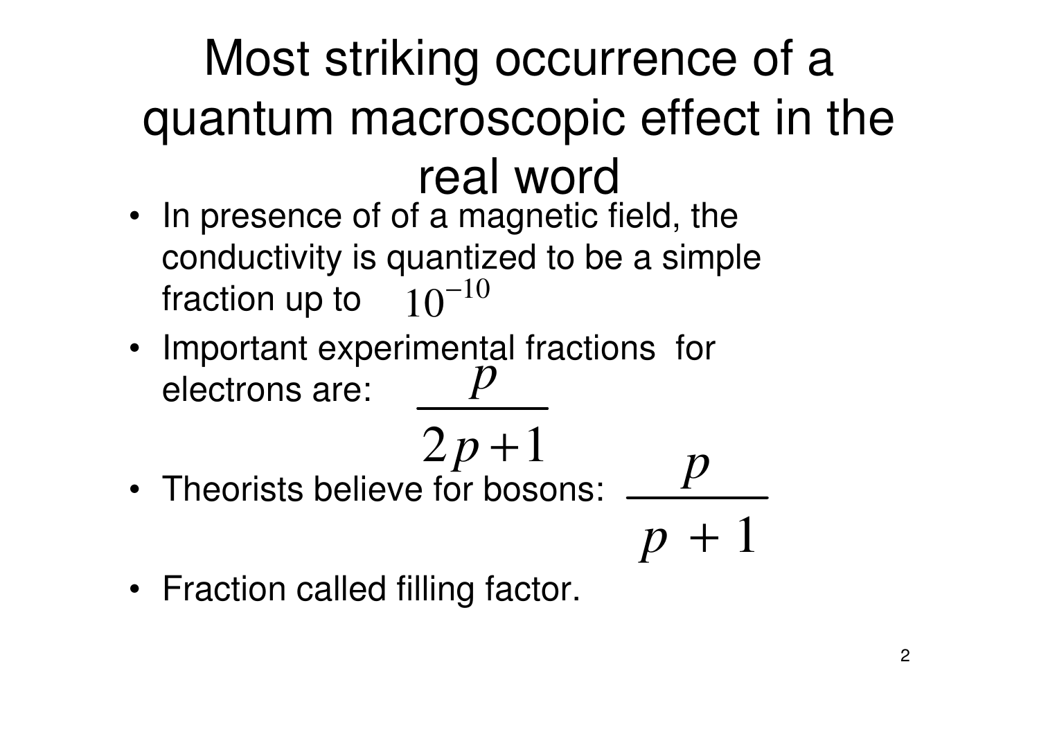# Most striking occurrence of a quantum macroscopic effect in the real word

- In presence of of a magnetic field, the conductivity is quantized to be a simple fraction up to $10^{-10}$
- Important experimental fractions for electrons are: $\dfrac{p}{2p+1}$
- Theorists believe for bosons: $\dfrac{p}{p+1}$
- Fraction called filling factor.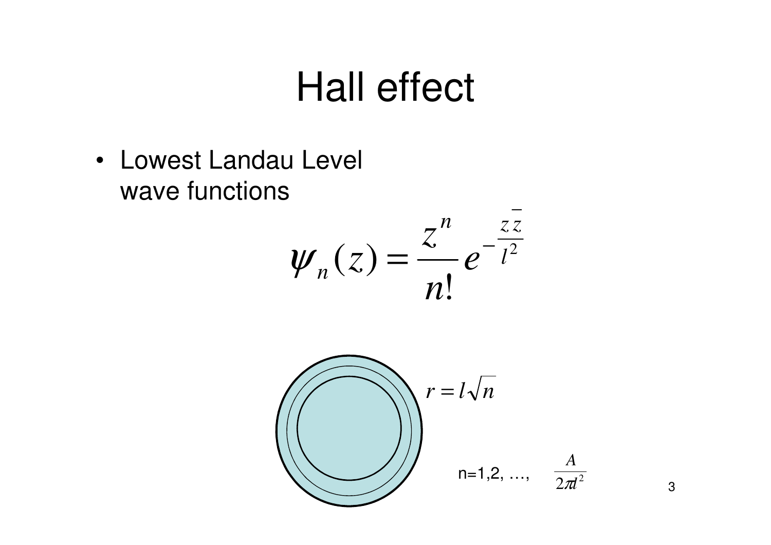# Hall effect

- Lowest Landau Level wave functions

$$\psi_n(z) = \frac{z^n}{n!} e^{-\frac{z\bar{z}}{l^2}}$$

$r = l\sqrt{n}$

n=1,2, …, $\frac{A}{2\pi l^2}$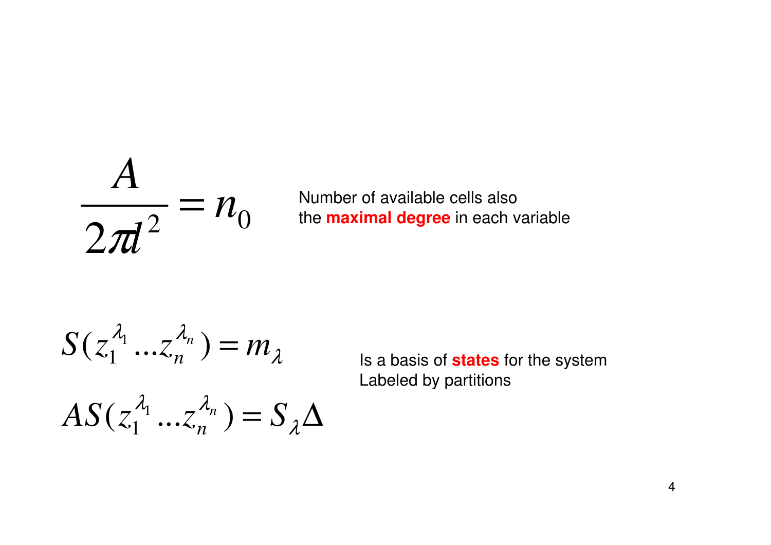$$\frac{A}{2\pi l^2} = n_0$$

Number of available cells also the **maximal degree** in each variable

$$S(z_1^{\lambda_1} \dots z_n^{\lambda_n}) = m_\lambda$$

$$AS(z_1^{\lambda_1} \dots z_n^{\lambda_n}) = S_\lambda \Delta$$

Is a basis of **states** for the system
Labeled by partitions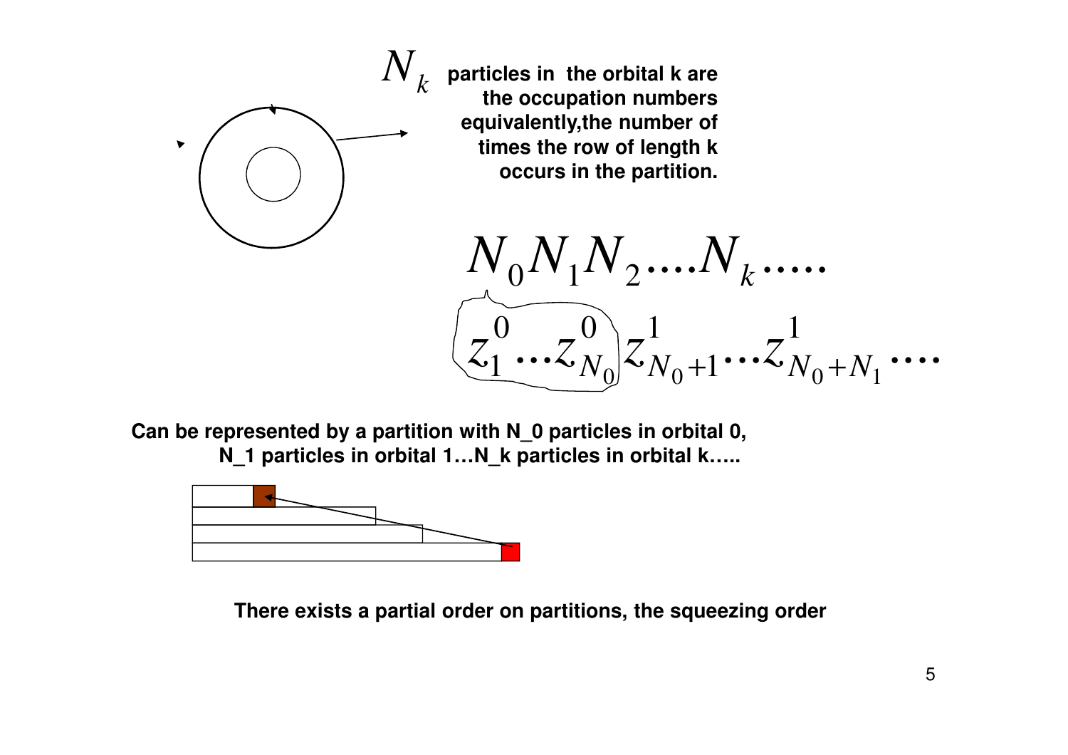$N_k$ particles in the orbital k are the occupation numbers equivalently,the number of times the row of length k occurs in the partition.

$$N_0 N_1 N_2 \ldots. N_k \ldots..$$

$$z_1^0 \cdots z_{N_0}^0 z_{N_0+1}^1 \cdots z_{N_0+N_1}^1 \cdots.$$

Can be represented by a partition with N_0 particles in orbital 0, N_1 particles in orbital 1…N_k particles in orbital k…..

There exists a partial order on partitions, the squeezing order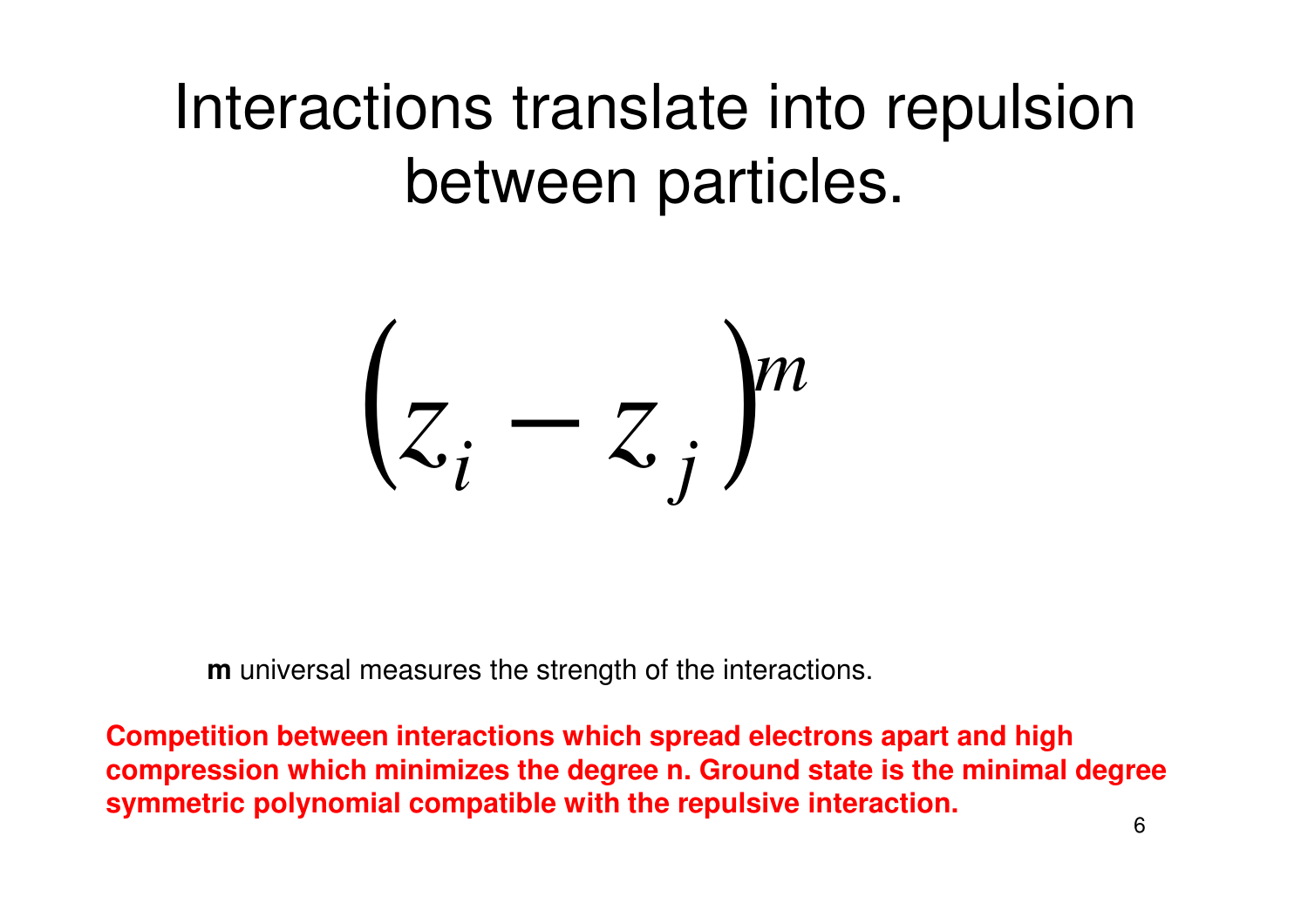# Interactions translate into repulsion between particles.

$$\left(z_i - z_j\right)^m$$

**m** universal measures the strength of the interactions.

**Competition between interactions which spread electrons apart and high compression which minimizes the degree n. Ground state is the minimal degree symmetric polynomial compatible with the repulsive interaction.**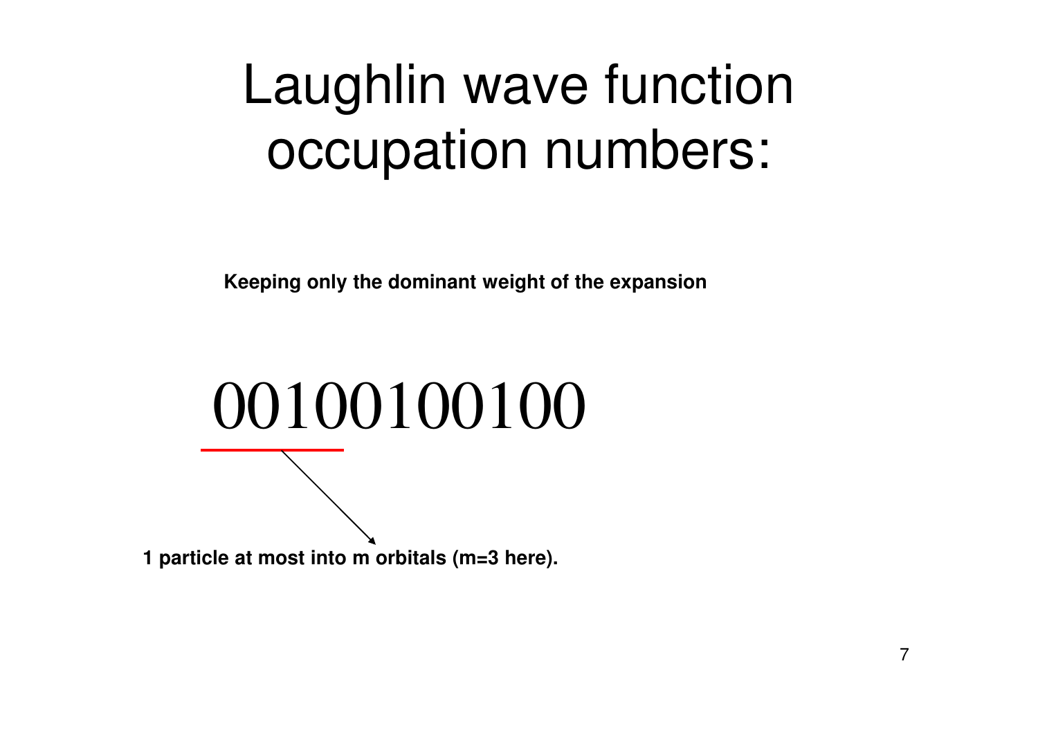# Laughlin wave function occupation numbers:

**Keeping only the dominant weight of the expansion**

00100100100

**1 particle at most into m orbitals (m=3 here).**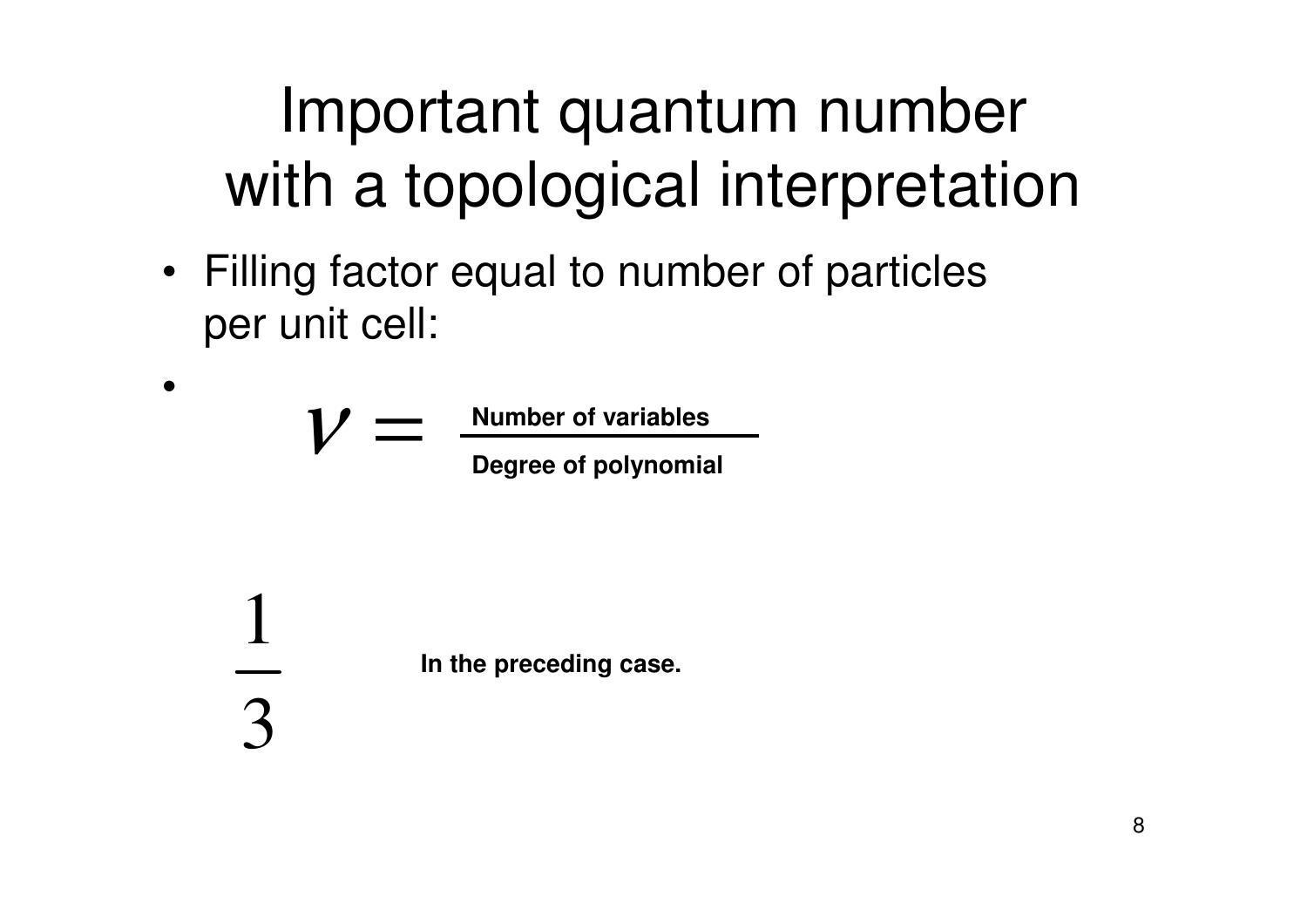# Important quantum number with a topological interpretation

- Filling factor equal to number of particles per unit cell:
- $$\nu = \frac{\textbf{Number of variables}}{\textbf{Degree of polynomial}}$$

$$\frac{1}{3}$$

**In the preceding case.**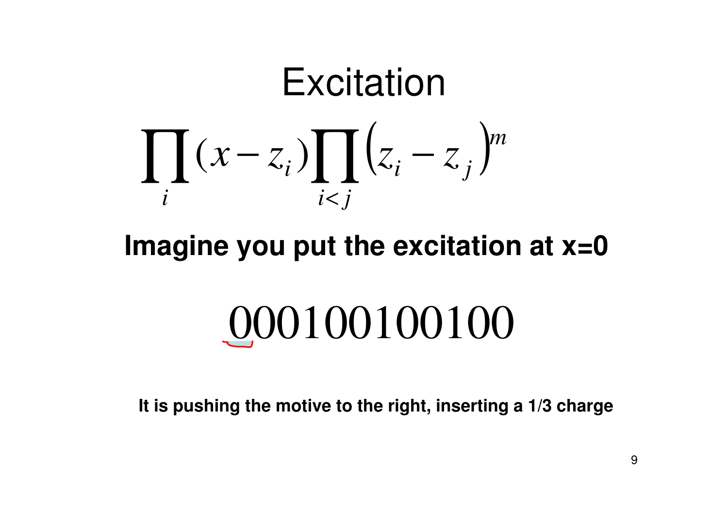# Excitation

$$\prod_i (x - z_i) \prod_{i<j} \left(z_i - z_j\right)^m$$

**Imagine you put the excitation at x=0**

$$000100100100$$

**It is pushing the motive to the right, inserting a 1/3 charge**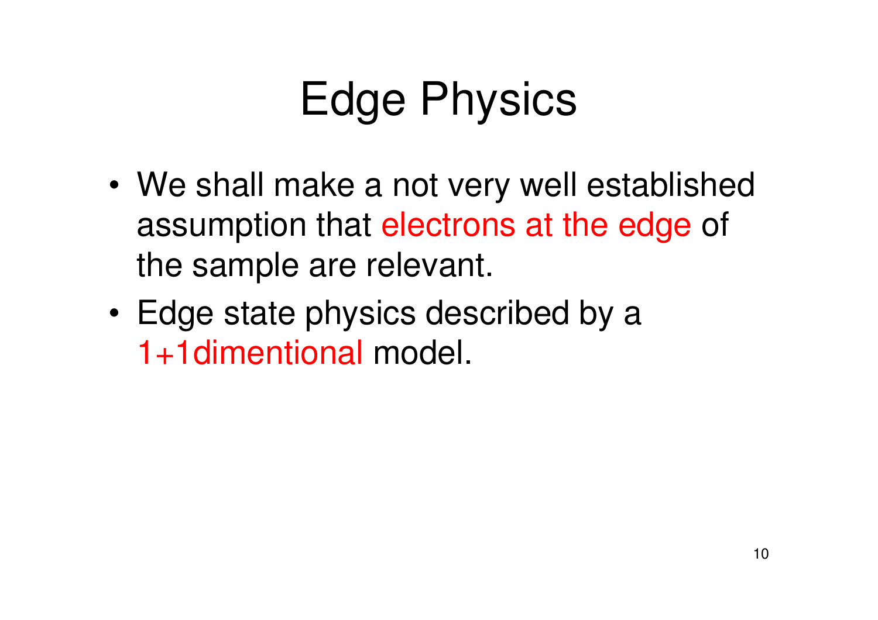# Edge Physics

- We shall make a not very well established assumption that electrons at the edge of the sample are relevant.
- Edge state physics described by a 1+1dimentional model.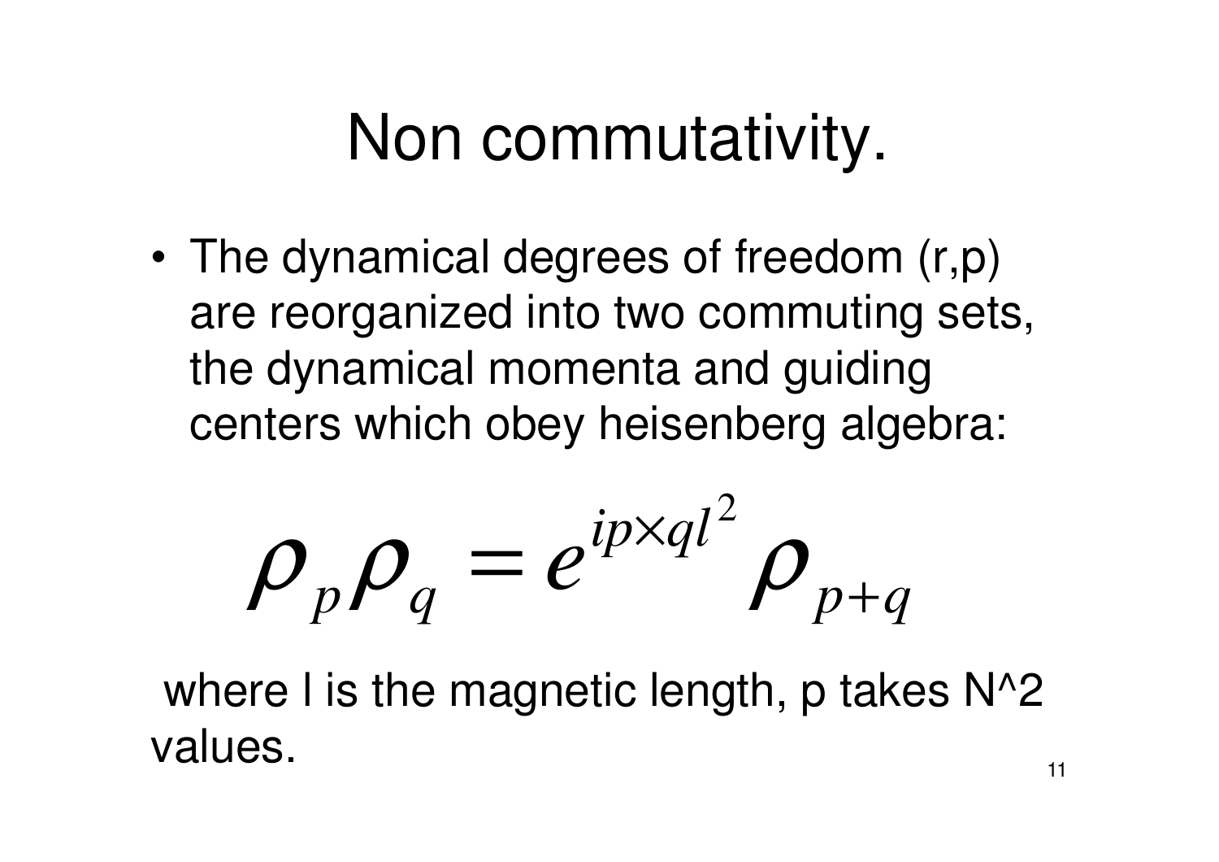# Non commutativity.

- The dynamical degrees of freedom (r,p) are reorganized into two commuting sets, the dynamical momenta and guiding centers which obey heisenberg algebra:

$$\rho_p \rho_q = e^{ip \times q l^2} \rho_{p+q}$$

where l is the magnetic length, p takes N^2 values.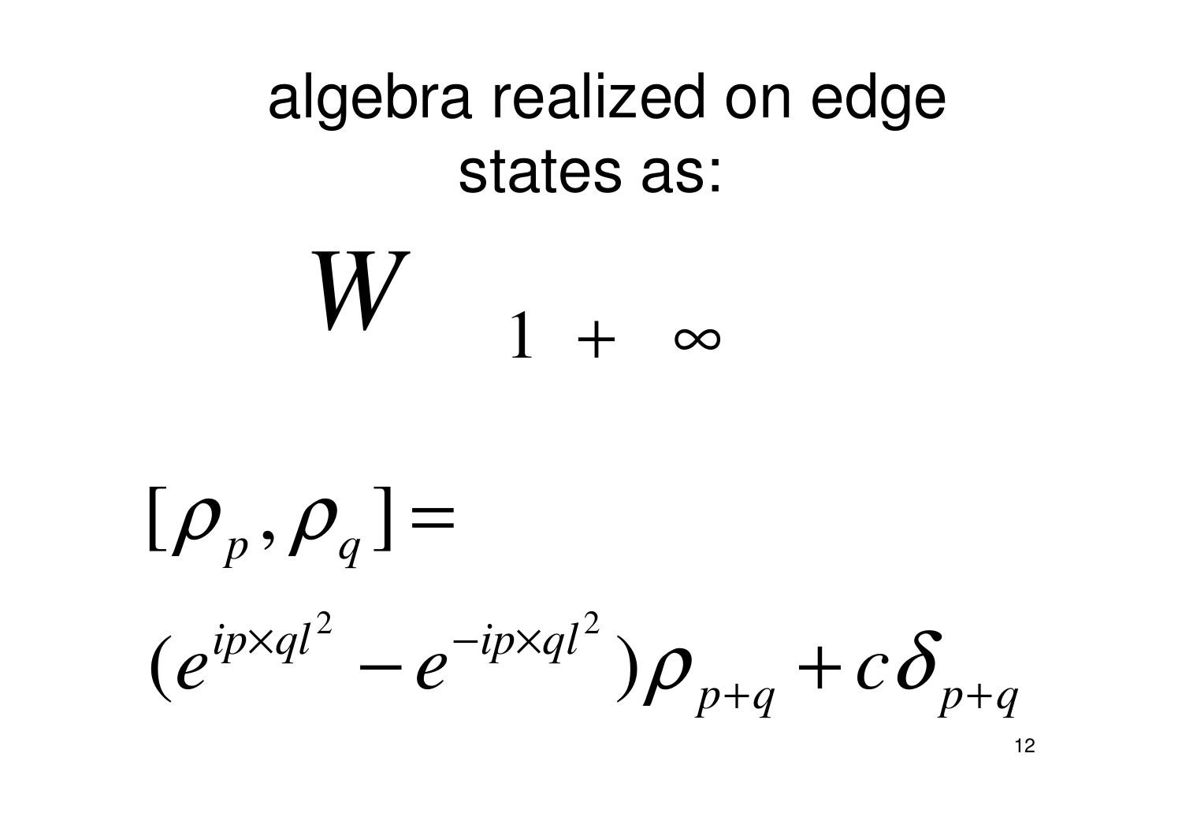# algebra realized on edge states as:

$$W_{1+\infty}$$

$$[\rho_p, \rho_q] =$$

$$(e^{ip\times ql^2} - e^{-ip\times ql^2})\rho_{p+q} + c\delta_{p+q}$$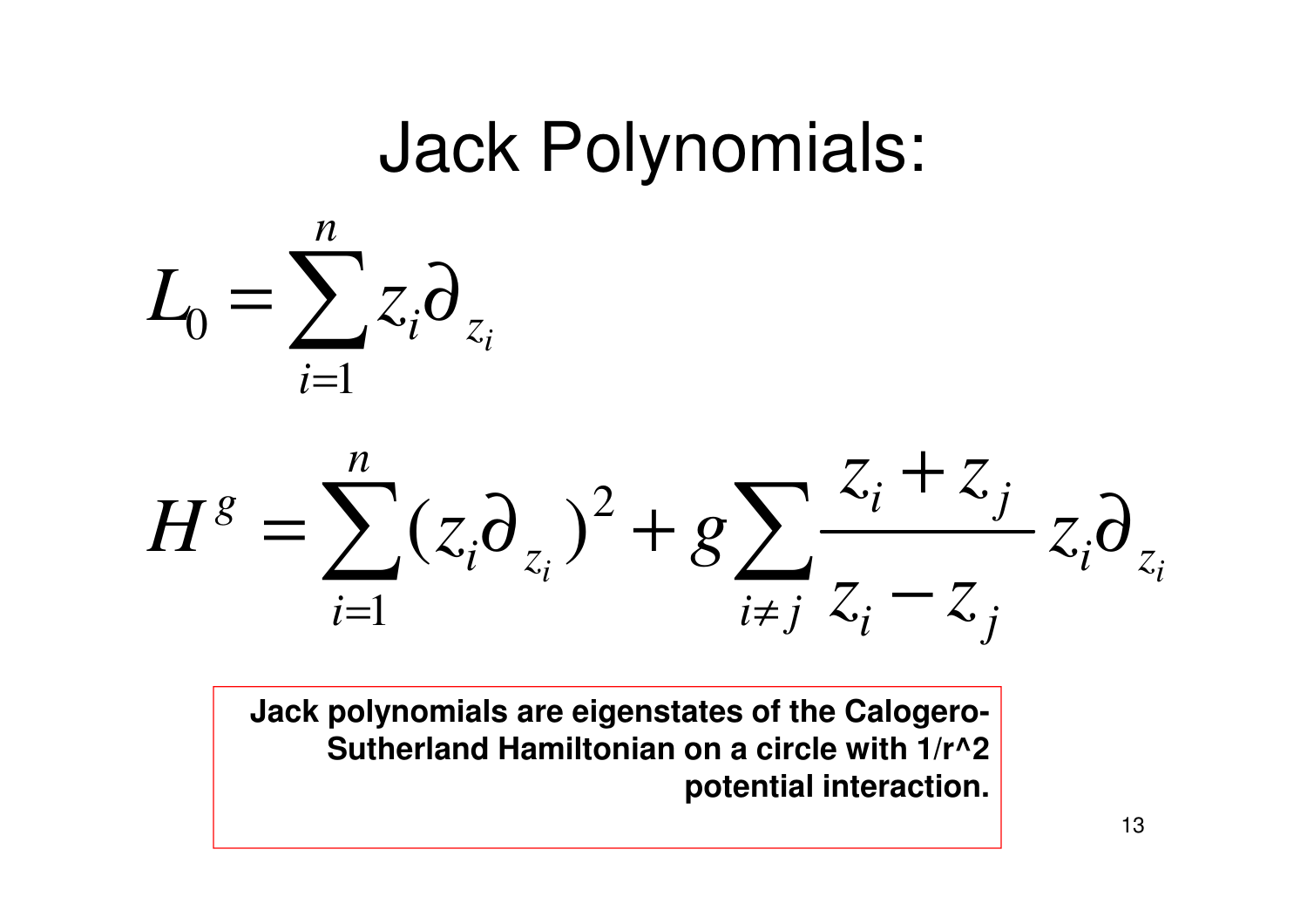# Jack Polynomials:

$$L_0 = \sum_{i=1}^{n} z_i \partial_{z_i}$$

$$H^g = \sum_{i=1}^{n} (z_i \partial_{z_i})^2 + g \sum_{i \neq j} \frac{z_i + z_j}{z_i - z_j} z_i \partial_{z_i}$$

**Jack polynomials are eigenstates of the Calogero-Sutherland Hamiltonian on a circle with 1/r^2 potential interaction.**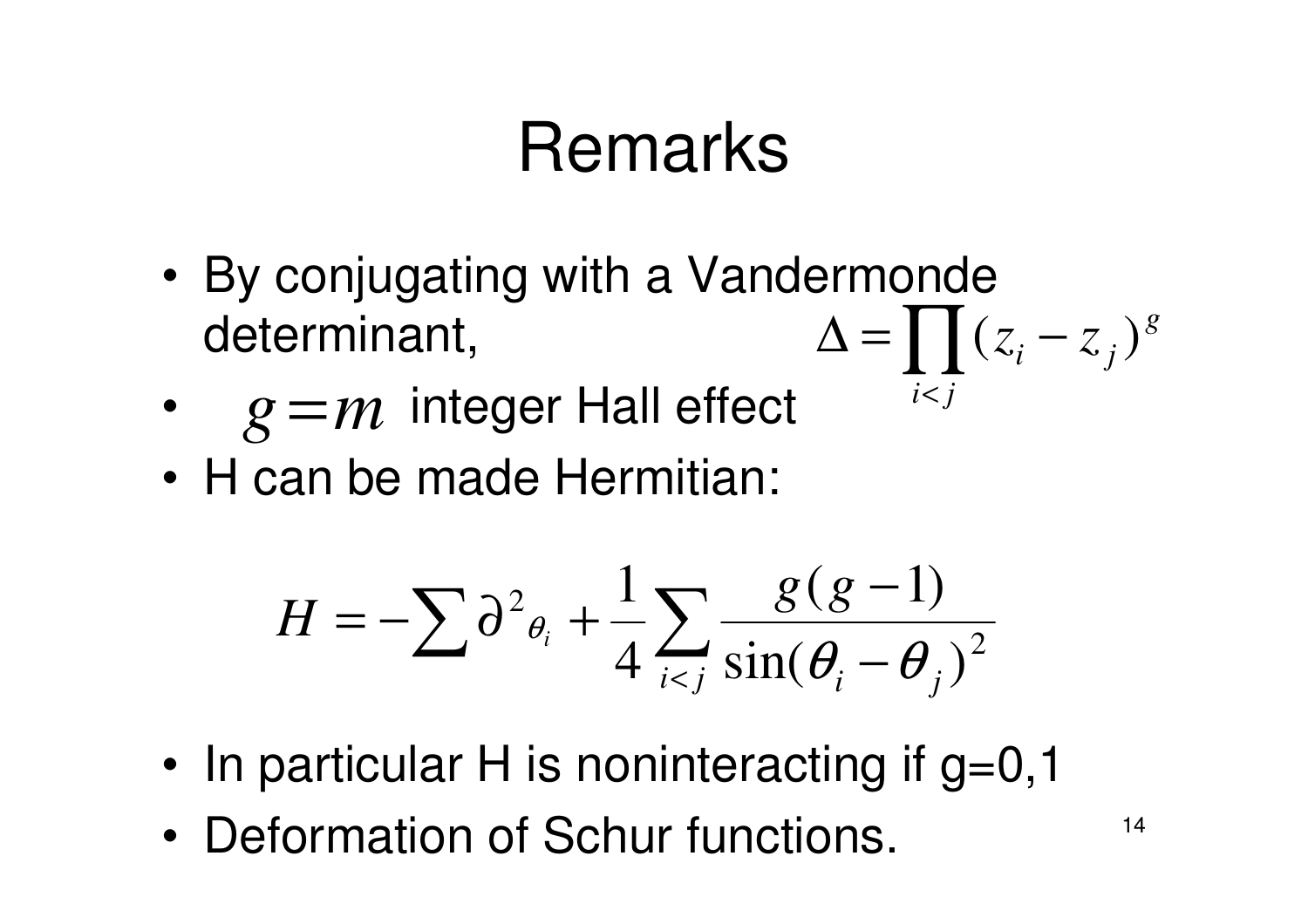# Remarks

- By conjugating with a Vandermonde determinant, $\Delta = \prod_{i<j} (z_i - z_j)^g$
- $g = m$ integer Hall effect
- H can be made Hermitian:

$$H = -\sum \partial^2{}_{\theta_i} + \frac{1}{4} \sum_{i<j} \frac{g(g-1)}{\sin(\theta_i - \theta_j)^2}$$

- In particular H is noninteracting if g=0,1
- Deformation of Schur functions.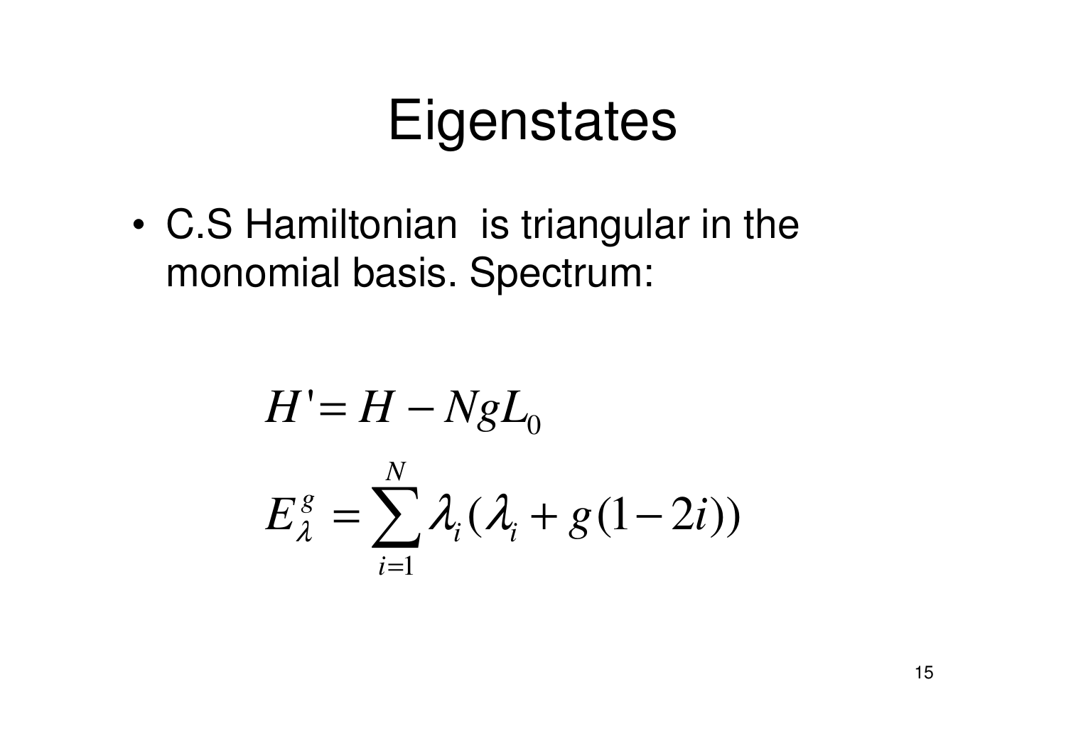# Eigenstates

- C.S Hamiltonian is triangular in the monomial basis. Spectrum:

$$H' = H - NgL_0$$

$$E_\lambda^g = \sum_{i=1}^{N} \lambda_i (\lambda_i + g(1-2i))$$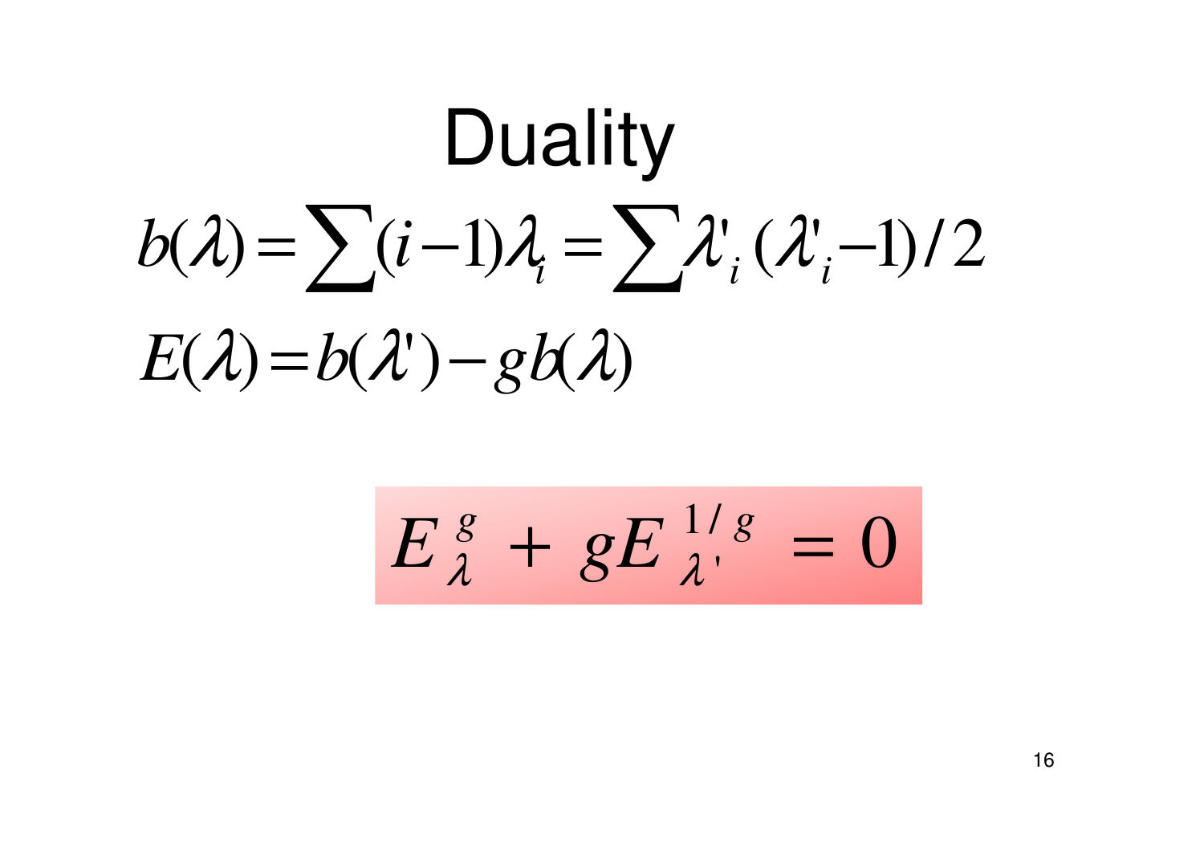# Duality

$$b(\lambda) = \sum (i-1)\lambda_i = \sum \lambda'_i (\lambda'_i - 1)/2$$

$$E(\lambda) = b(\lambda') - g b(\lambda)$$

$$E_{\lambda}^{g} + g E_{\lambda'}^{1/g} = 0$$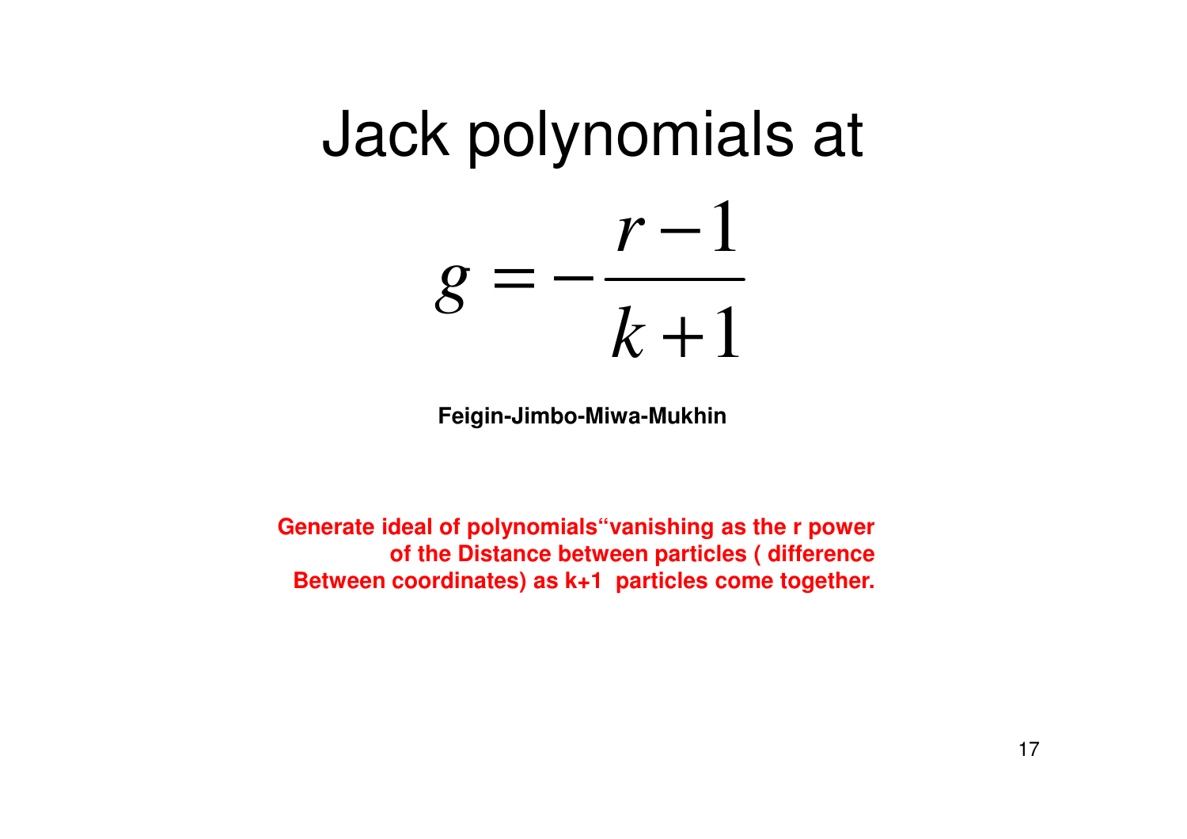# Jack polynomials at

$$g = -\frac{r-1}{k+1}$$

**Feigin-Jimbo-Miwa-Mukhin**

**Generate ideal of polynomials“vanishing as the r power of the Distance between particles ( difference Between coordinates) as k+1 particles come together.**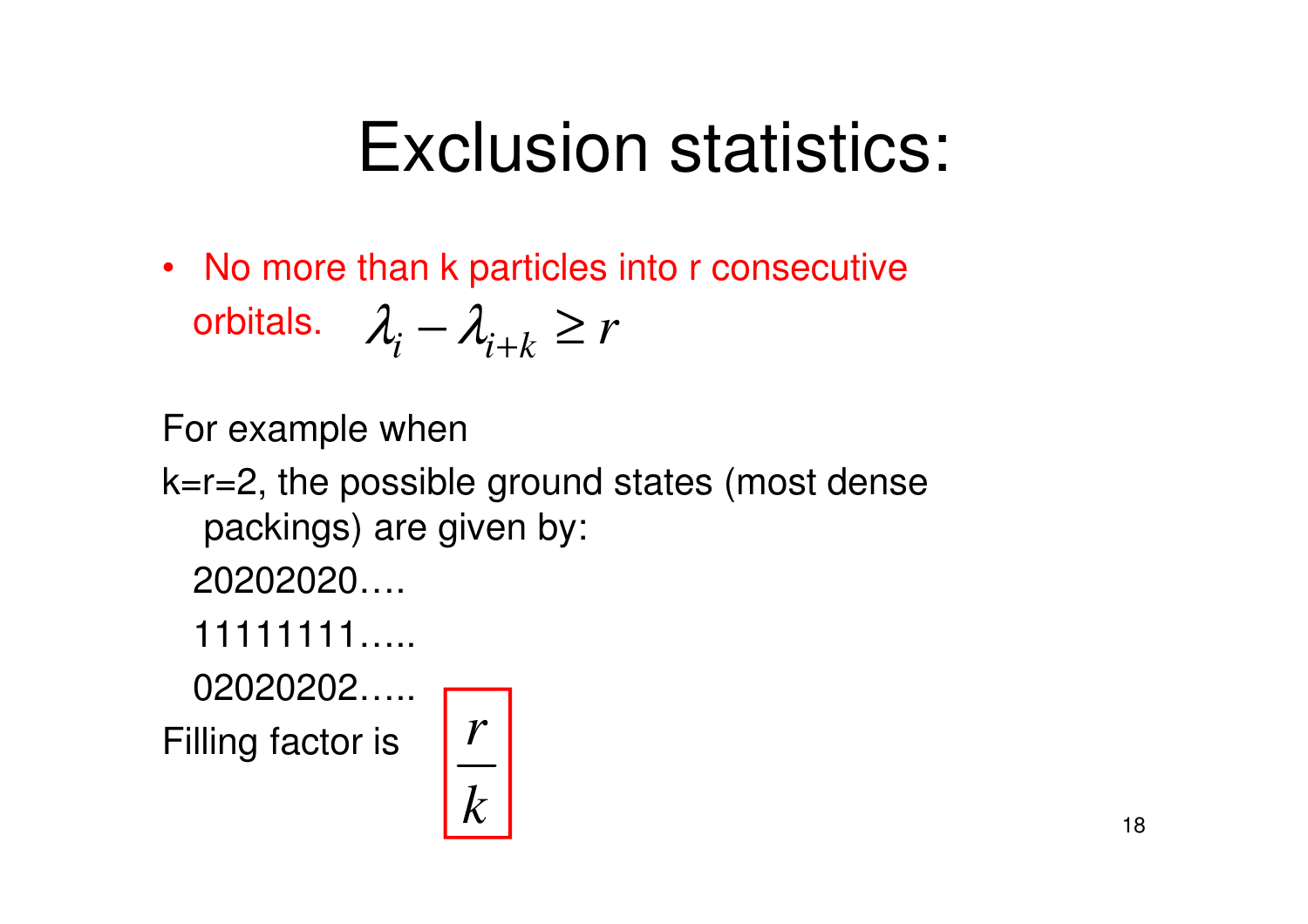# Exclusion statistics:

- No more than k particles into r consecutive orbitals. $\lambda_i - \lambda_{i+k} \geq r$

For example when

k=r=2, the possible ground states (most dense packings) are given by:

20202020….

11111111…..

02020202…..

Filling factor is $\frac{r}{k}$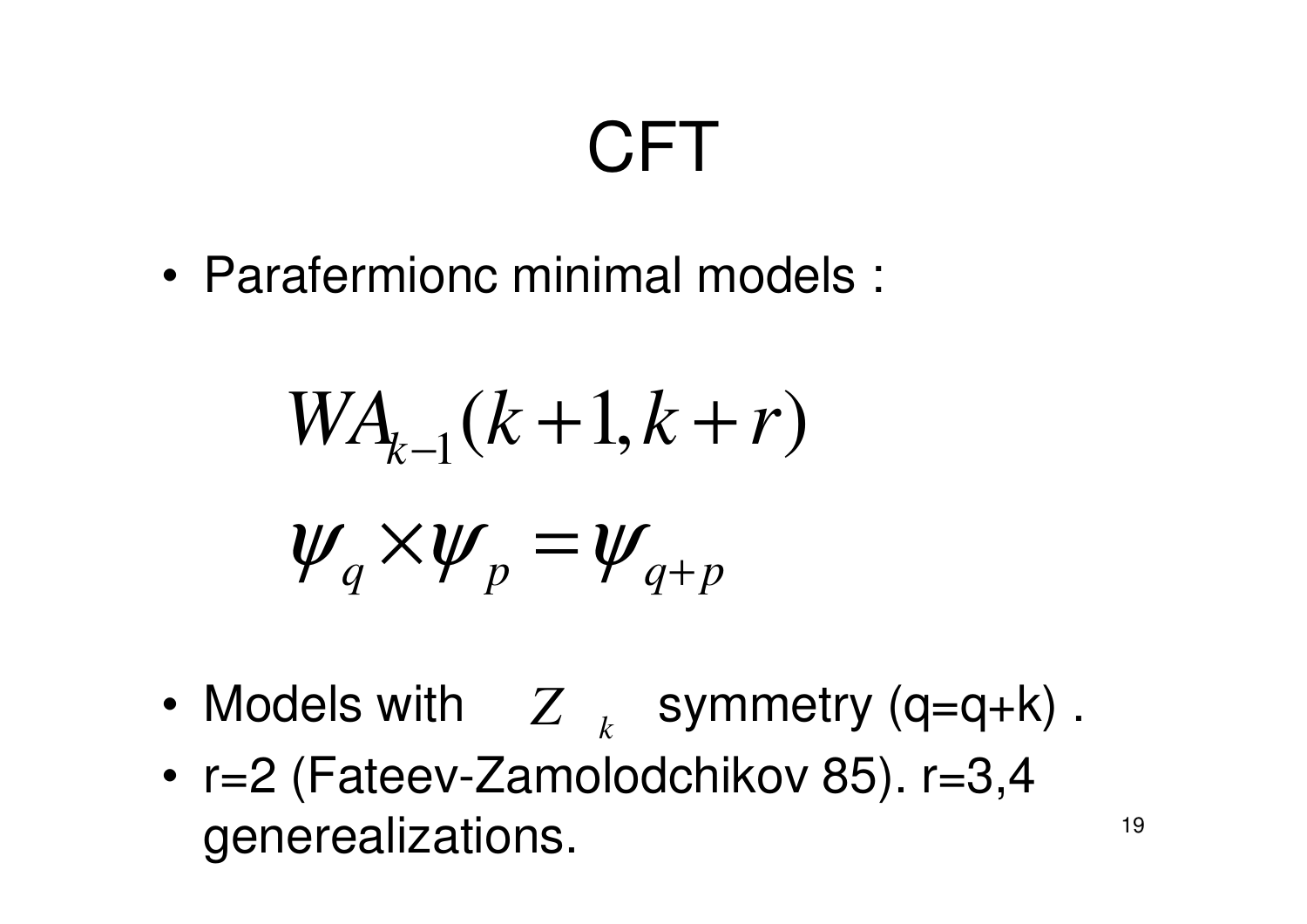# CFT

- Parafermionc minimal models :

$$WA_{k-1}(k+1, k+r)$$

$$\psi_q \times \psi_p = \psi_{q+p}$$

- Models with $Z_k$ symmetry (q=q+k) .
- r=2 (Fateev-Zamolodchikov 85). r=3,4 generealizations.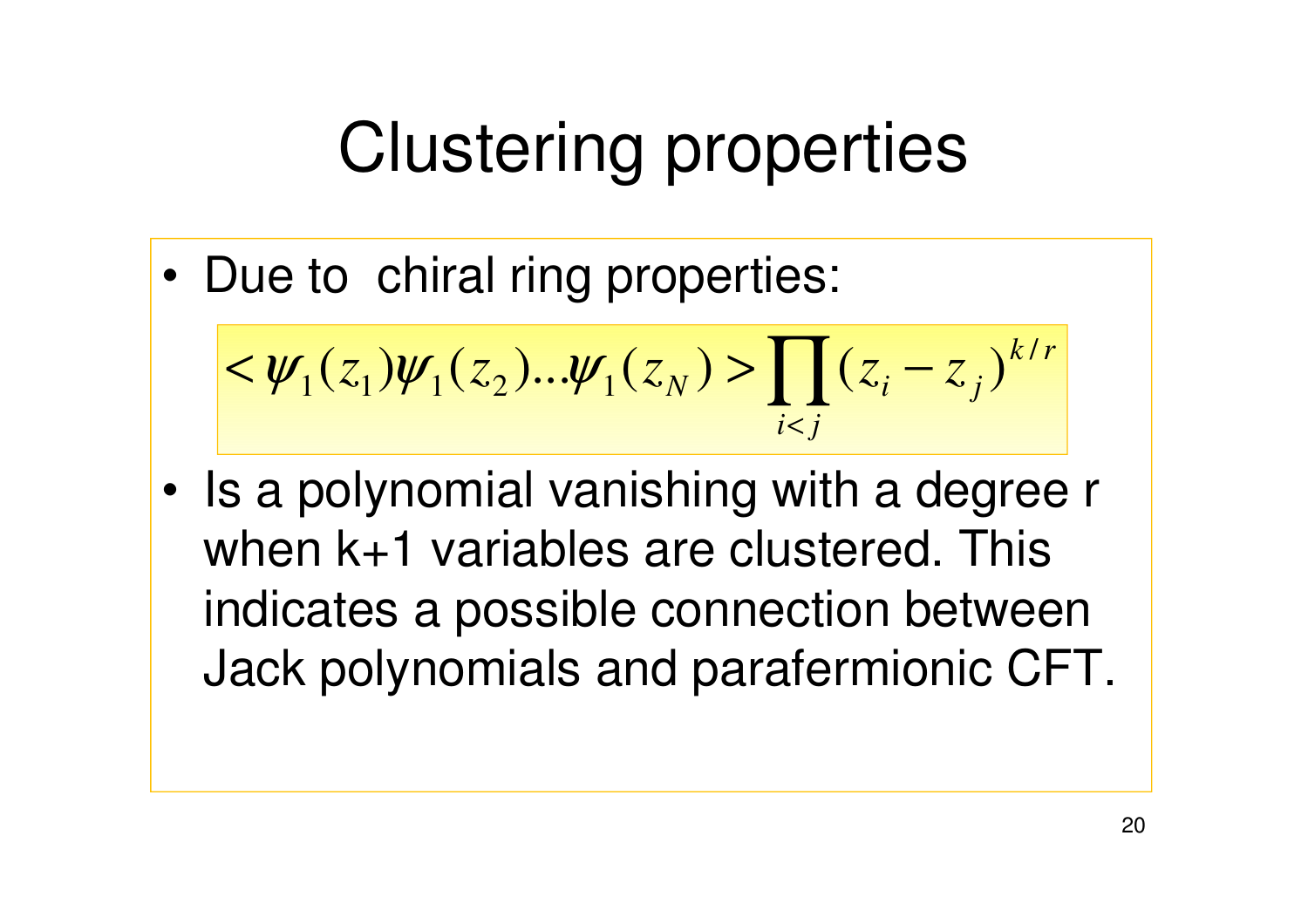# Clustering properties

- Due to chiral ring properties:

$$< \psi_1(z_1)\psi_1(z_2)...\psi_1(z_N) > \prod_{i<j}(z_i - z_j)^{k/r}$$

- Is a polynomial vanishing with a degree r when k+1 variables are clustered. This indicates a possible connection between Jack polynomials and parafermionic CFT.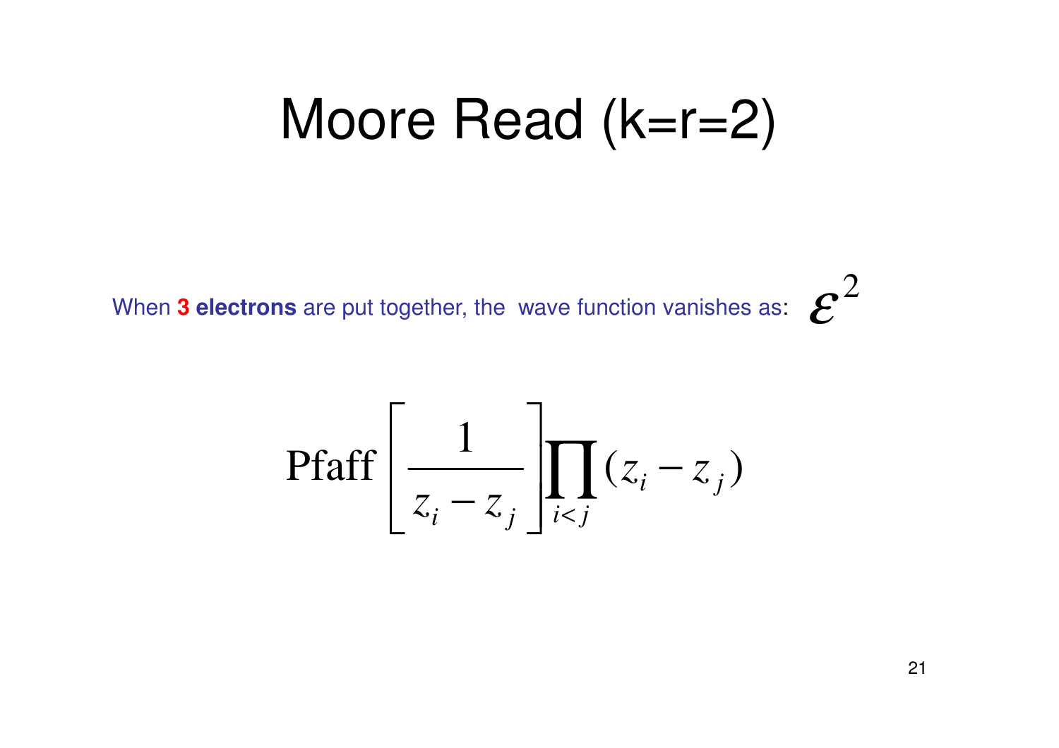# Moore Read (k=r=2)

When **3 electrons** are put together, the wave function vanishes as: $\varepsilon^2$

$$\mathrm{Pfaff}\left[\frac{1}{z_i - z_j}\right]\prod_{i<j}(z_i - z_j)$$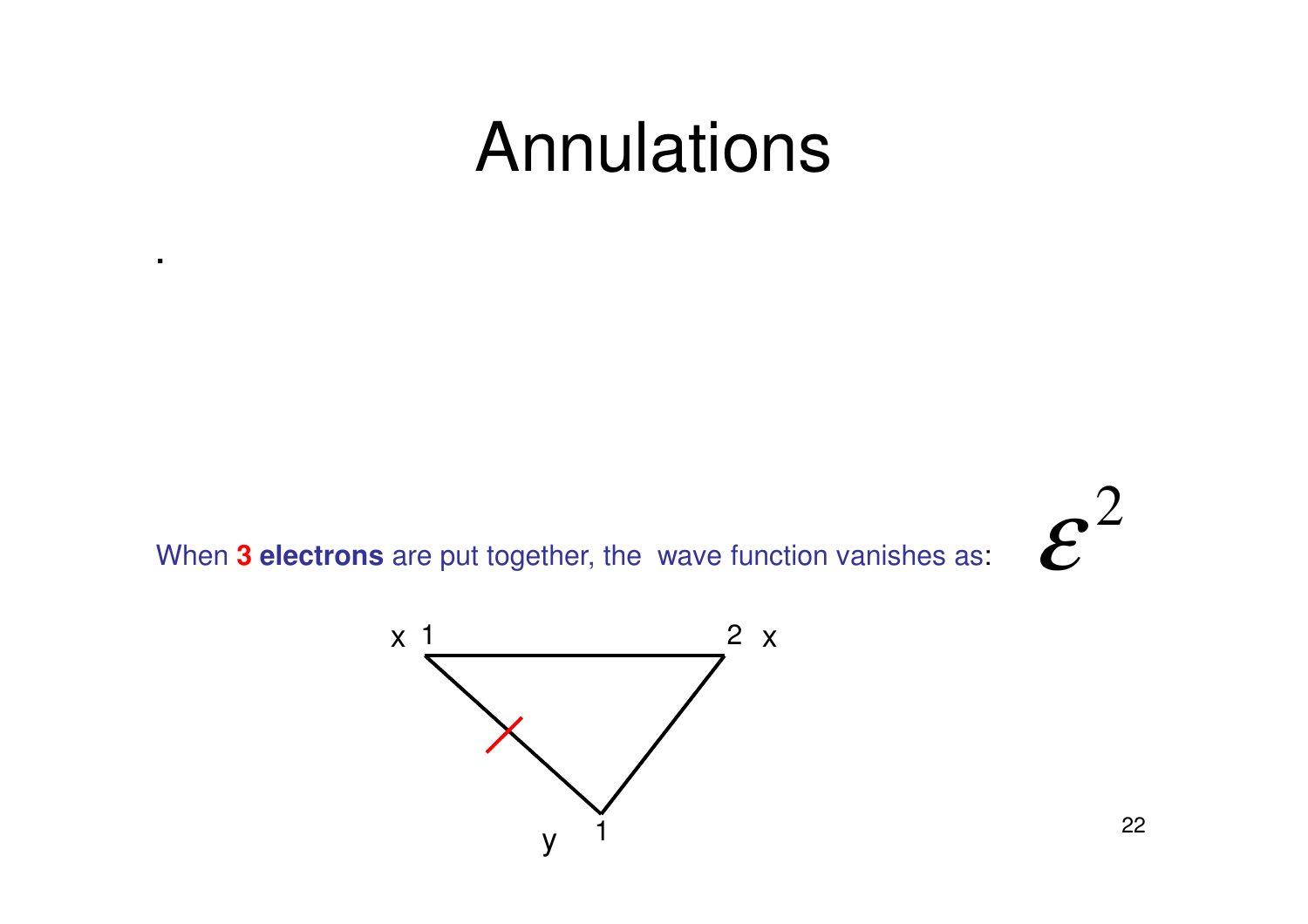# Annulations

.

When **3 electrons** are put together, the wave function vanishes as: $\varepsilon^2$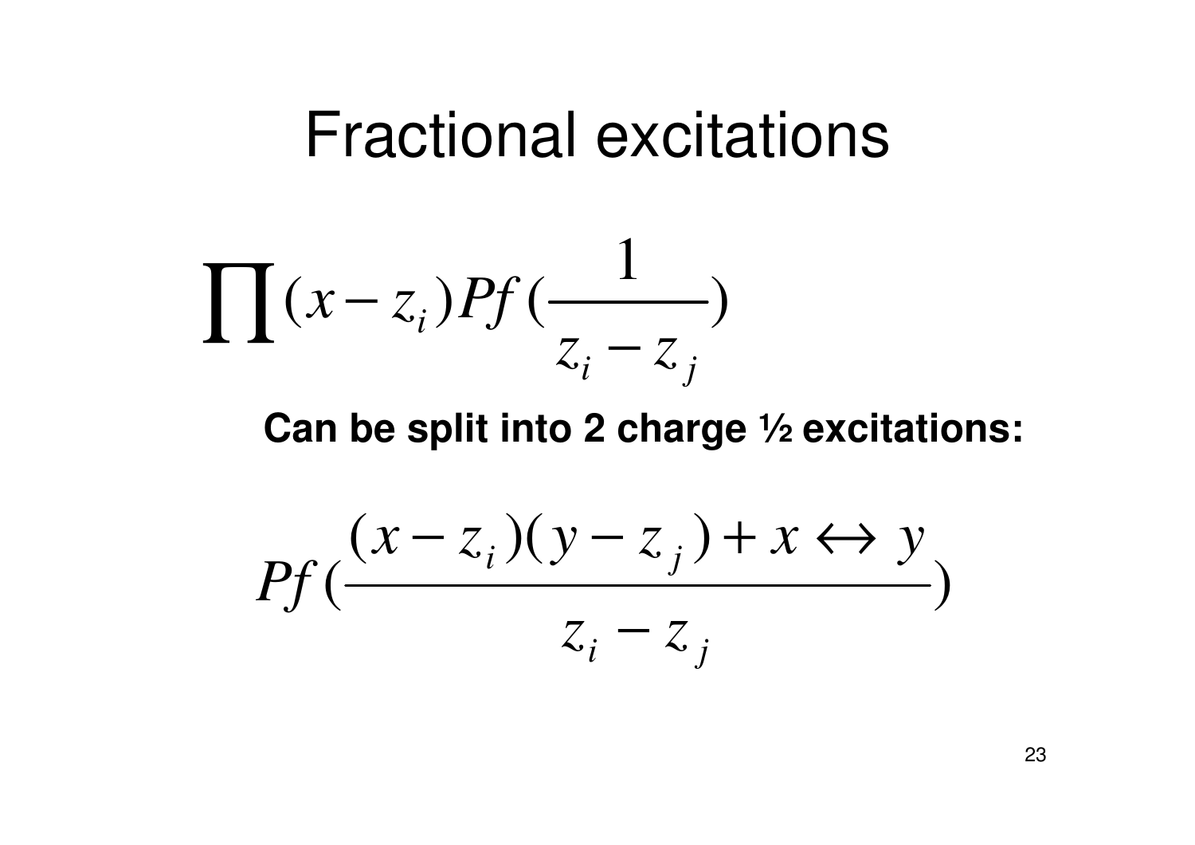# Fractional excitations

$$\prod (x - z_i) Pf(\frac{1}{z_i - z_j})$$

**Can be split into 2 charge ½ excitations:**

$$Pf(\frac{(x - z_i)(y - z_j) + x \leftrightarrow y}{z_i - z_j})$$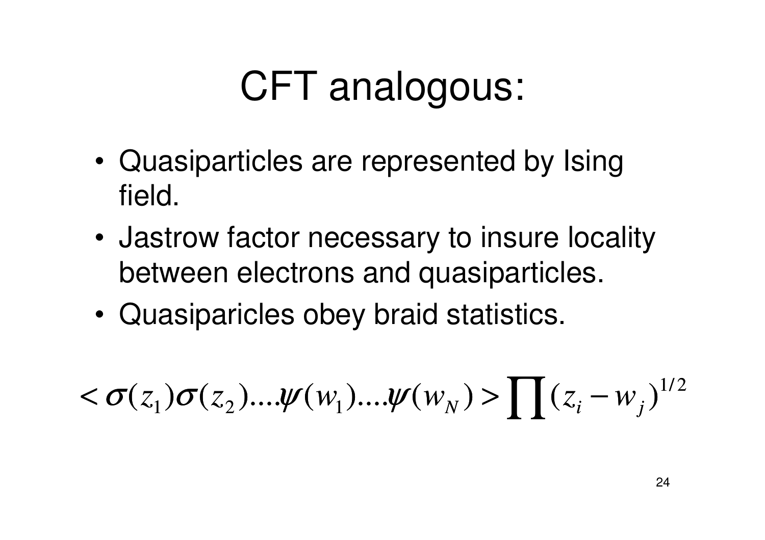# CFT analogous:

- Quasiparticles are represented by Ising field.
- Jastrow factor necessary to insure locality between electrons and quasiparticles.
- Quasiparicles obey braid statistics.

$$< \sigma(z_1)\sigma(z_2)....\psi(w_1)....\psi(w_N) > \prod (z_i - w_j)^{1/2}$$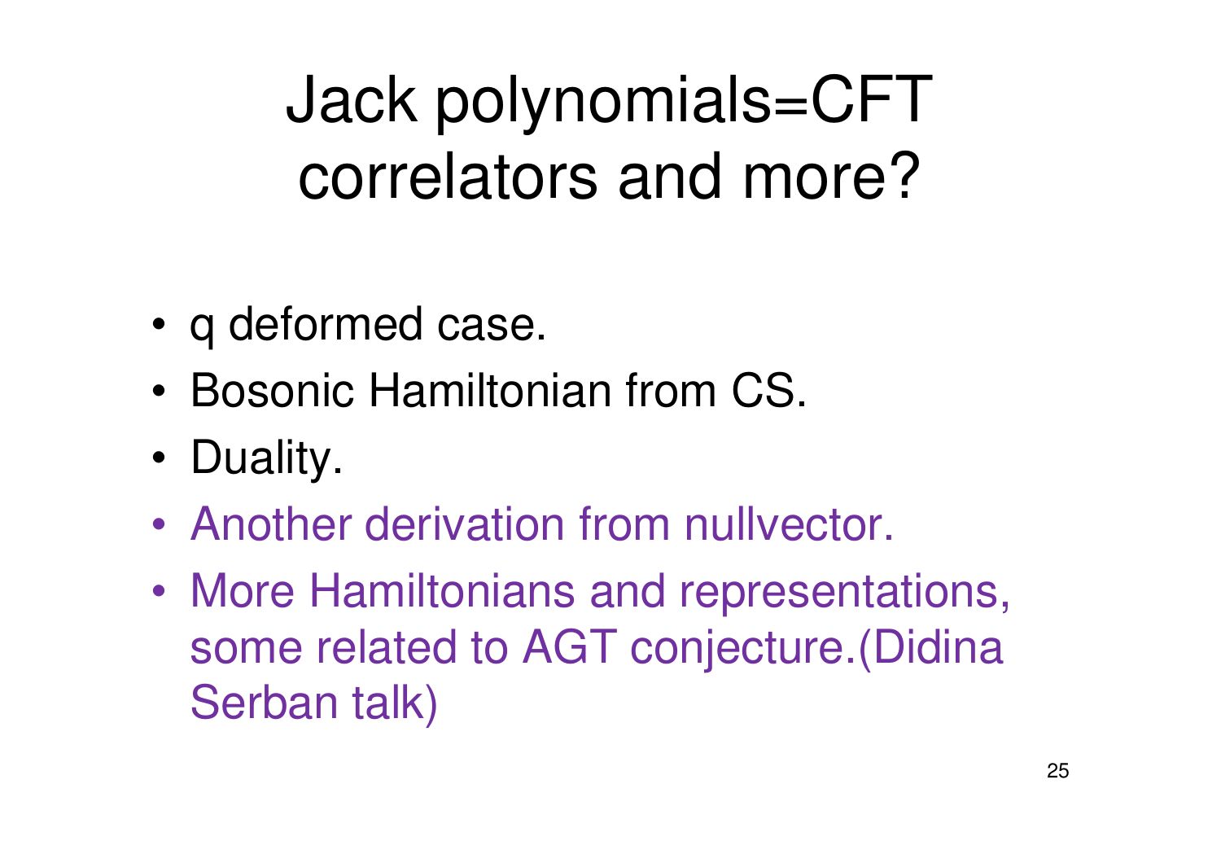# Jack polynomials=CFT correlators and more?

- q deformed case.
- Bosonic Hamiltonian from CS.
- Duality.
- Another derivation from nullvector.
- More Hamiltonians and representations, some related to AGT conjecture.(Didina Serban talk)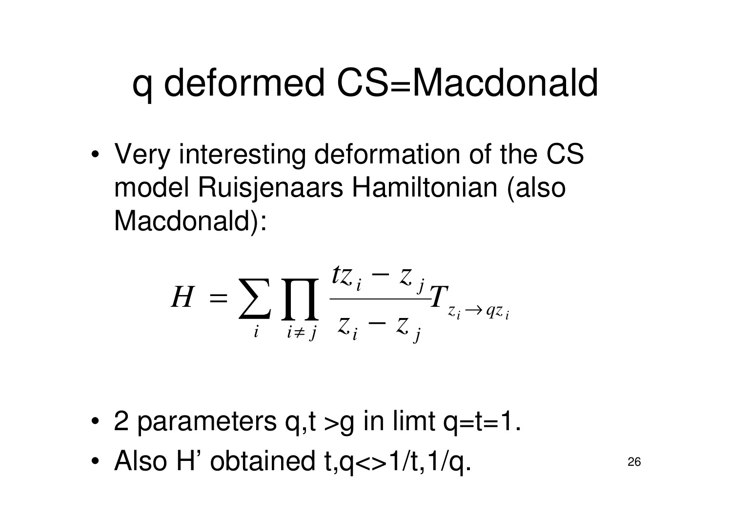# q deformed CS=Macdonald

- Very interesting deformation of the CS model Ruisjenaars Hamiltonian (also Macdonald):

$$H = \sum_i \prod_{i \neq j} \frac{tz_i - z_j}{z_i - z_j} T_{z_i \to qz_i}$$

- 2 parameters q,t >g in limt q=t=1.
- Also H' obtained t,q<>1/t,1/q.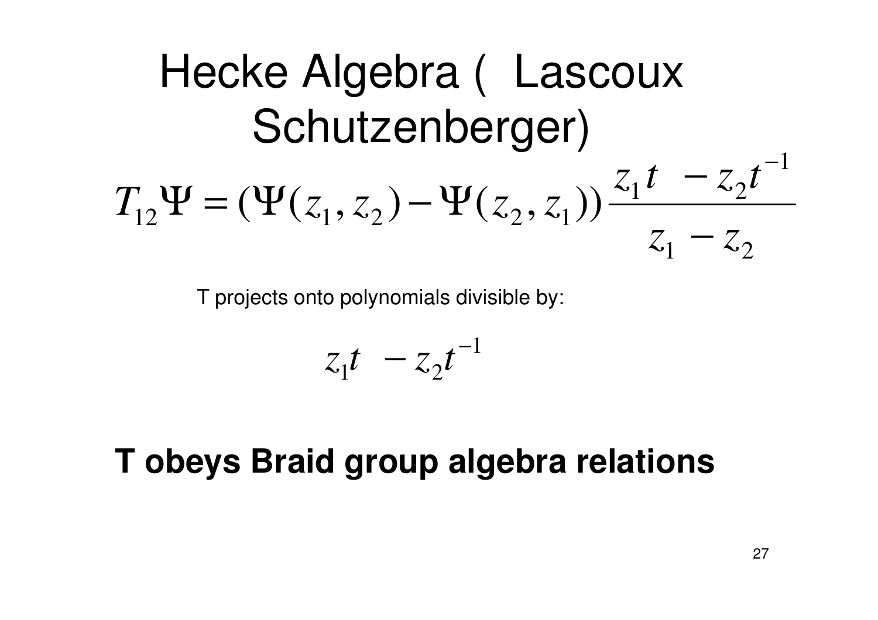# Hecke Algebra ( Lascoux Schutzenberger)

$$T_{12}\Psi = (\Psi(z_1, z_2) - \Psi(z_2, z_1))\frac{z_1 t \ - z_2 t^{-1}}{z_1 - z_2}$$

T projects onto polynomials divisible by:

$$z_1 t \ - z_2 t^{-1}$$

**T obeys Braid group algebra relations**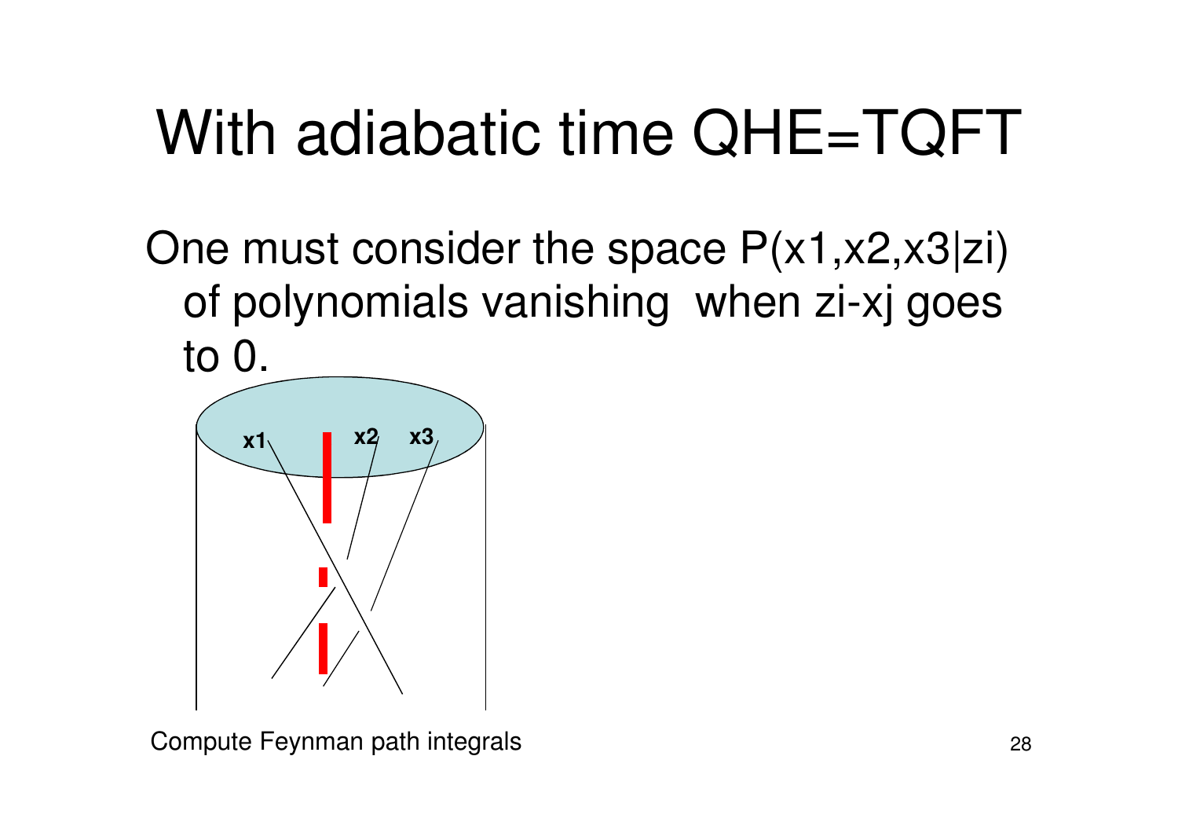# With adiabatic time QHE=TQFT

One must consider the space $P(x1,x2,x3|zi)$ of polynomials vanishing when $zi-xj$ goes to 0.

Compute Feynman path integrals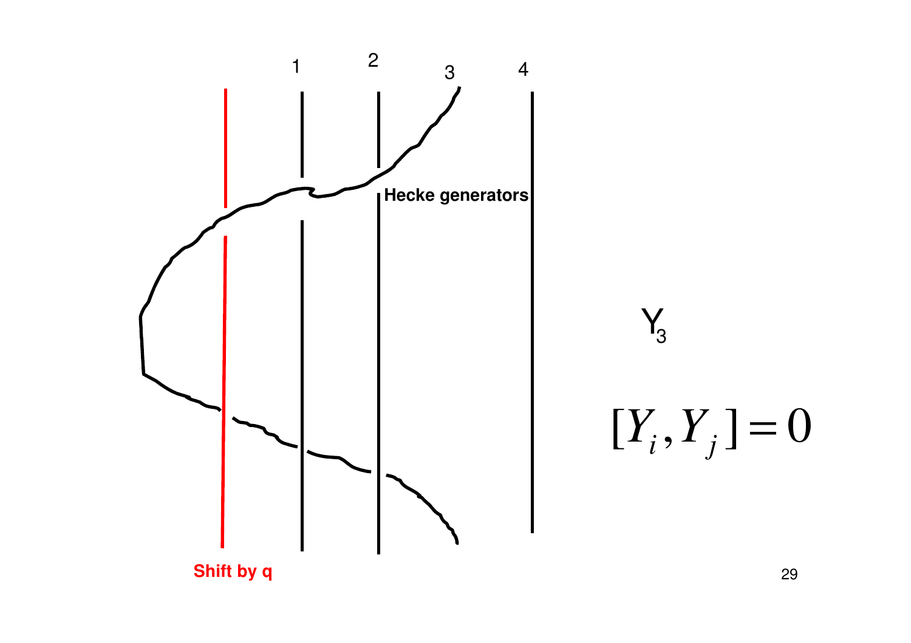1 2 3 4

Hecke generators

Shift by q

$Y_3$

$$[Y_i, Y_j] = 0$$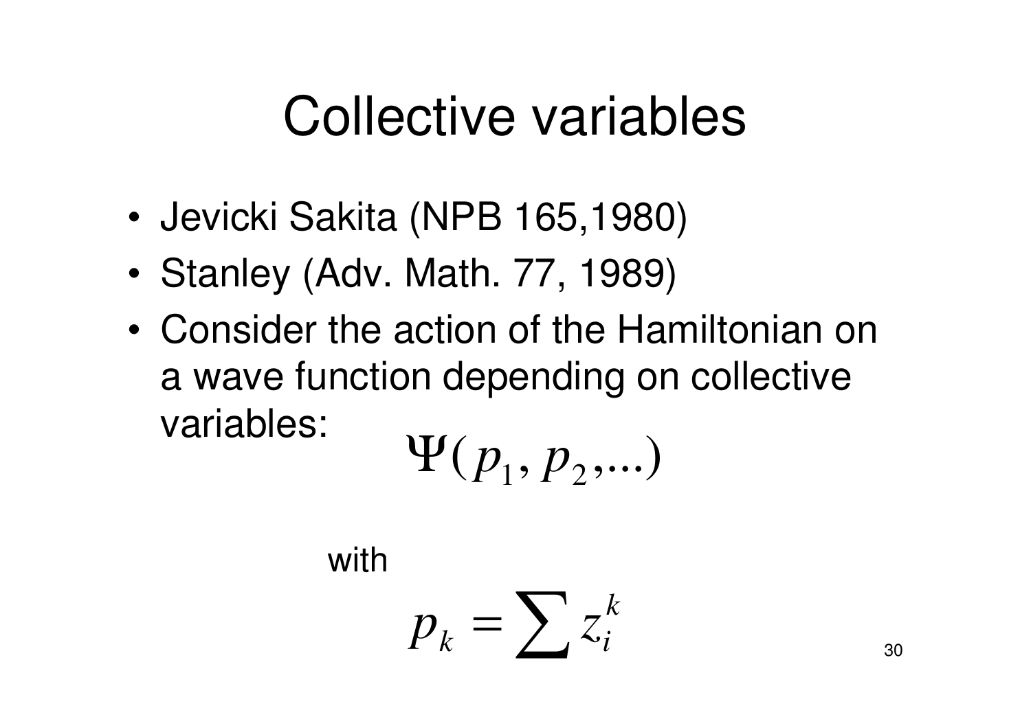# Collective variables

- Jevicki Sakita (NPB 165,1980)
- Stanley (Adv. Math. 77, 1989)
- Consider the action of the Hamiltonian on a wave function depending on collective variables:

$$\Psi(p_1, p_2, ...)$$

with

$$p_k = \sum z_i^k$$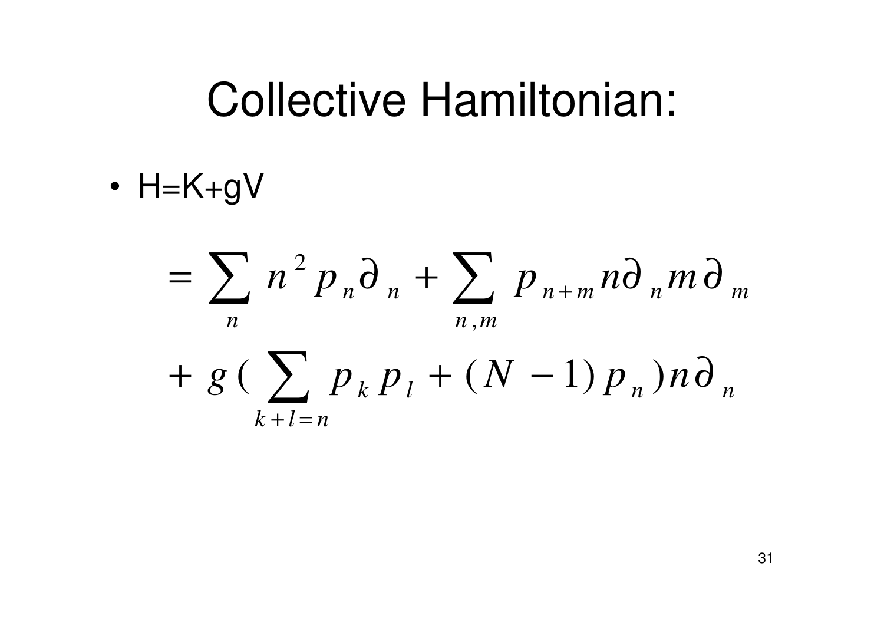# Collective Hamiltonian:

- H=K+gV

$$
= \sum_{n} n^2 p_n \partial_n + \sum_{n,m} p_{n+m} n\partial_n m\partial_m
$$

$$
+ \, g \, \Big( \sum_{k+l=n} p_k p_l + (N-1) p_n \Big) n\partial_n
$$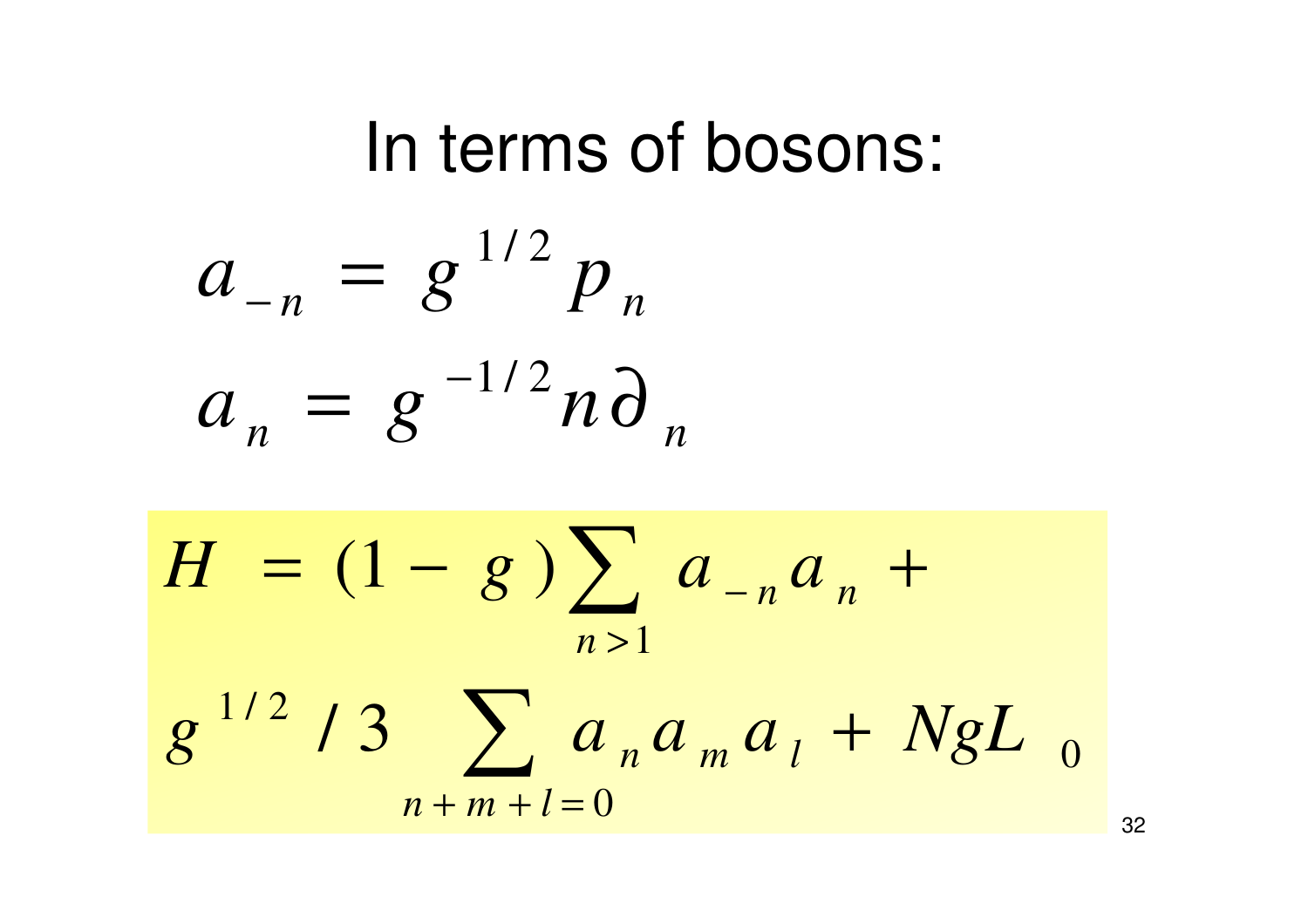# In terms of bosons:

$$a_{-n} = g^{1/2} p_n$$

$$a_n = g^{-1/2} n \partial_n$$

$$H = (1 - g) \sum_{n>1} a_{-n} a_n + g^{1/2} / 3 \sum_{n+m+l=0} a_n a_m a_l + NgL_0$$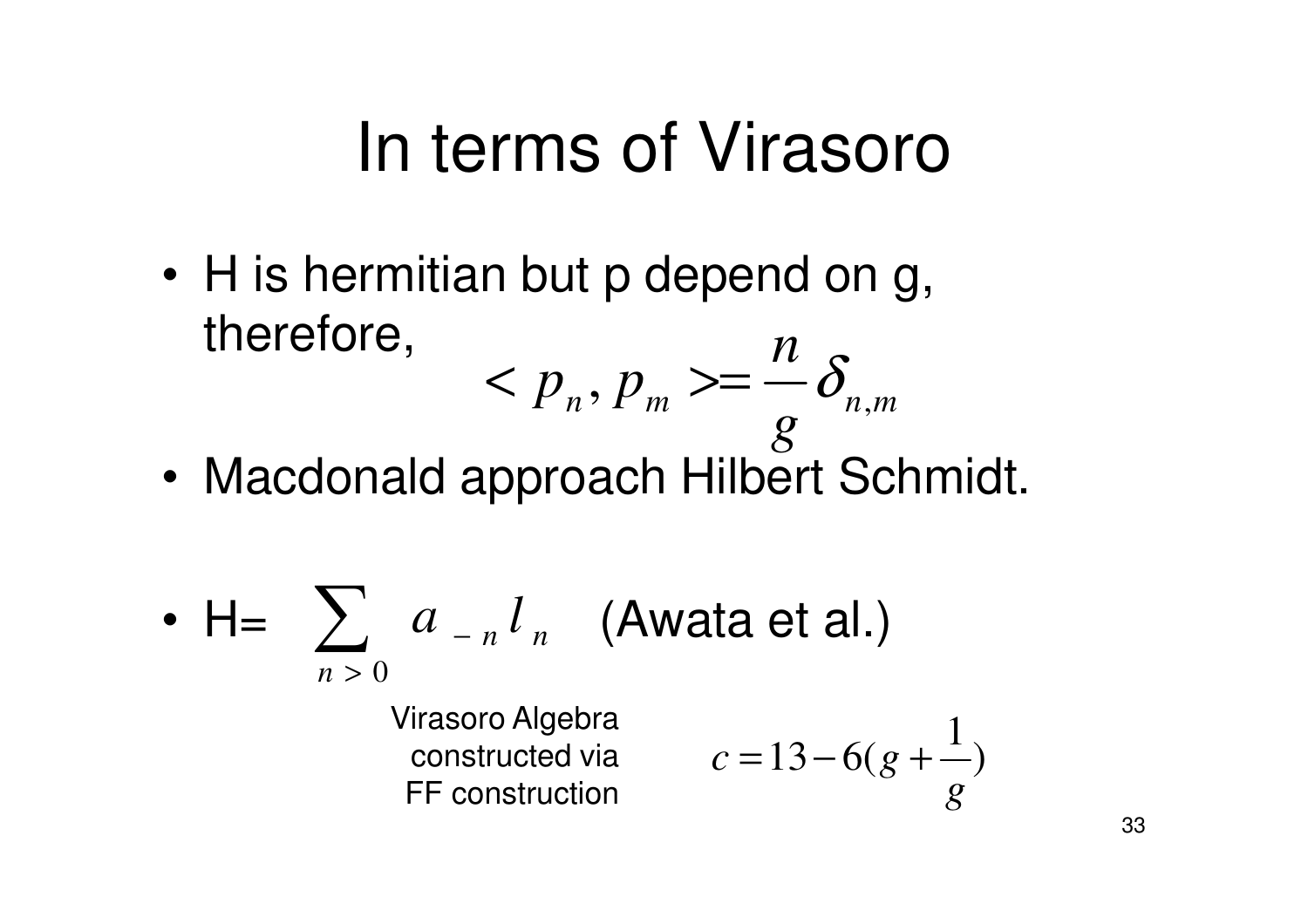# In terms of Virasoro

- H is hermitian but p depend on g, therefore, $$< p_n, p_m >= \frac{n}{g} \delta_{n,m}$$
- Macdonald approach Hilbert Schmidt.
- H= $\sum_{n>0} a_{-n} l_n$ (Awata et al.)

Virasoro Algebra constructed via FF construction

$$c = 13 - 6(g + \frac{1}{g})$$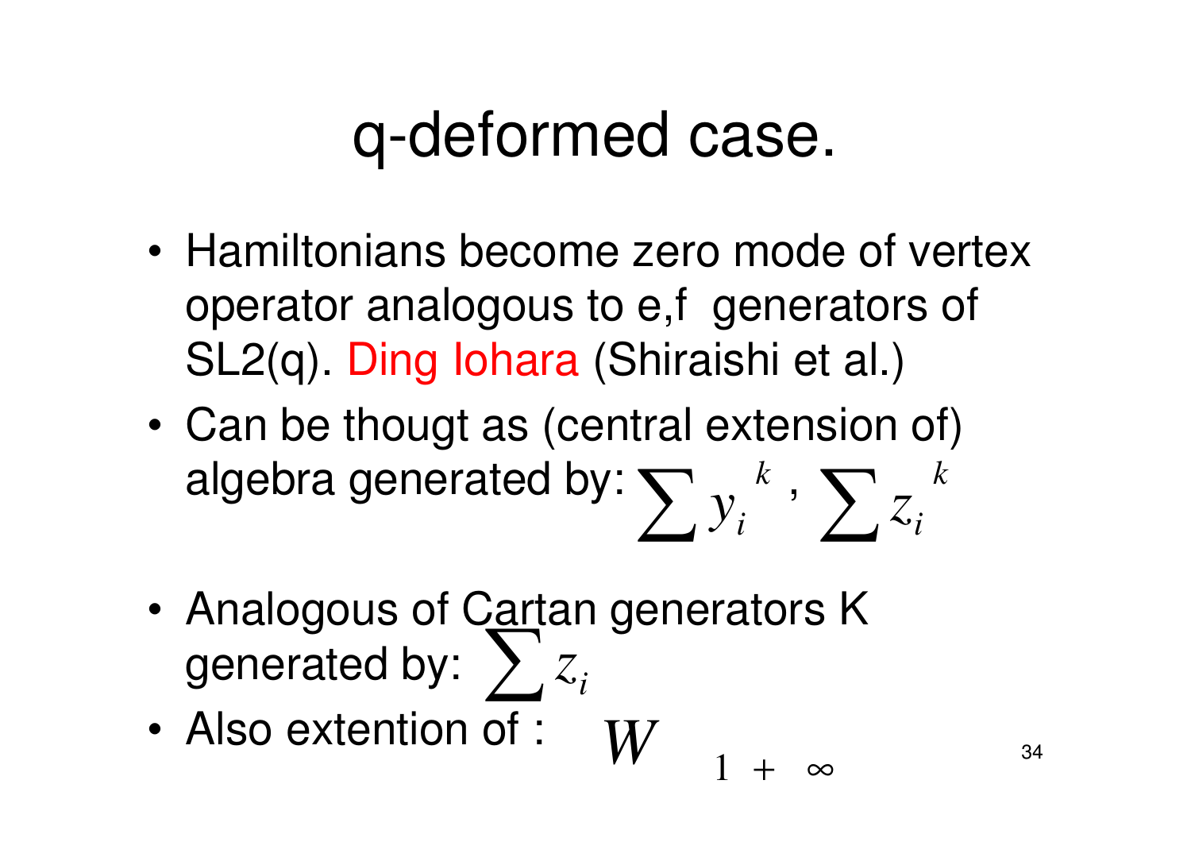# q-deformed case.

- Hamiltonians become zero mode of vertex operator analogous to e,f generators of SL2(q). Ding Iohara (Shiraishi et al.)
- Can be thougt as (central extension of) algebra generated by: $\sum y_i^{\ k}$ , $\sum z_i^{\ k}$
- Analogous of Cartan generators K generated by: $\sum z_i$
- Also extention of : $W_{1+\infty}$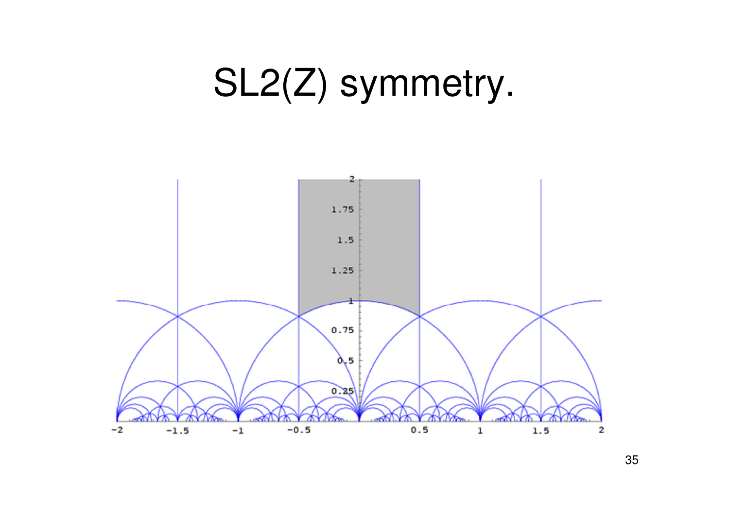# SL2(Z) symmetry.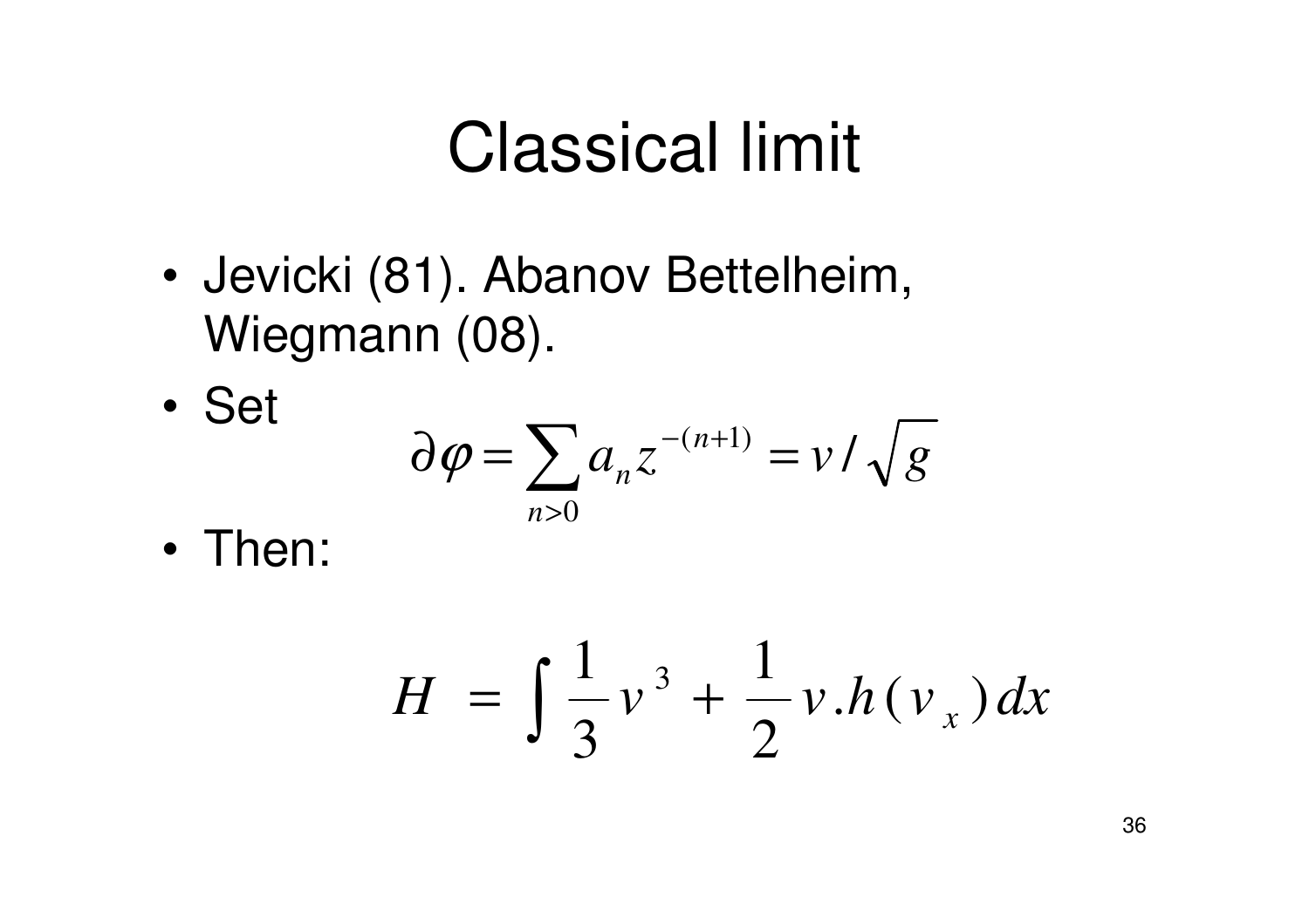# Classical limit

- Jevicki (81). Abanov Bettelheim, Wiegmann (08).
- Set

$$\partial \varphi = \sum_{n>0} a_n z^{-(n+1)} = v / \sqrt{g}$$

- Then:

$$H = \int \frac{1}{3} v^3 + \frac{1}{2} v . h(v_x) \, dx$$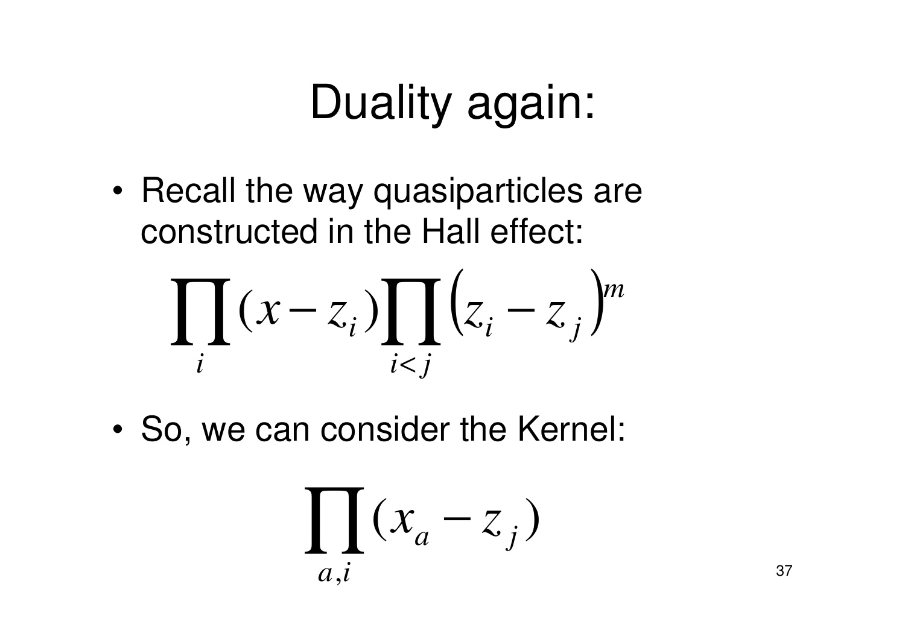# Duality again:

- Recall the way quasiparticles are constructed in the Hall effect:

$$\prod_i (x - z_i) \prod_{i<j} \left(z_i - z_j\right)^m$$

- So, we can consider the Kernel:

$$\prod_{a,i} (x_a - z_j)$$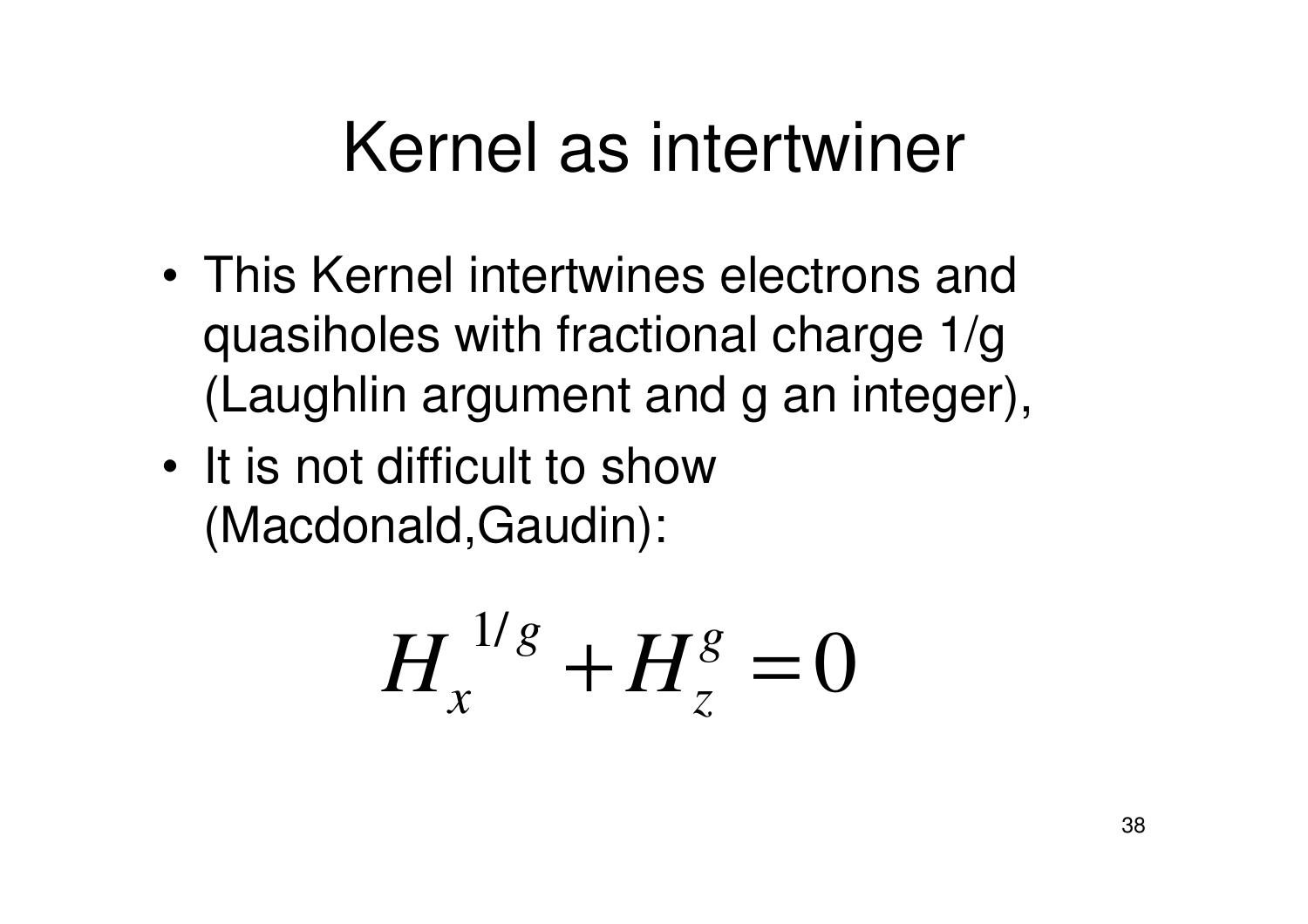# Kernel as intertwiner

- This Kernel intertwines electrons and quasiholes with fractional charge 1/g (Laughlin argument and g an integer),
- It is not difficult to show (Macdonald,Gaudin):

$$H_x^{1/g} + H_z^{g} = 0$$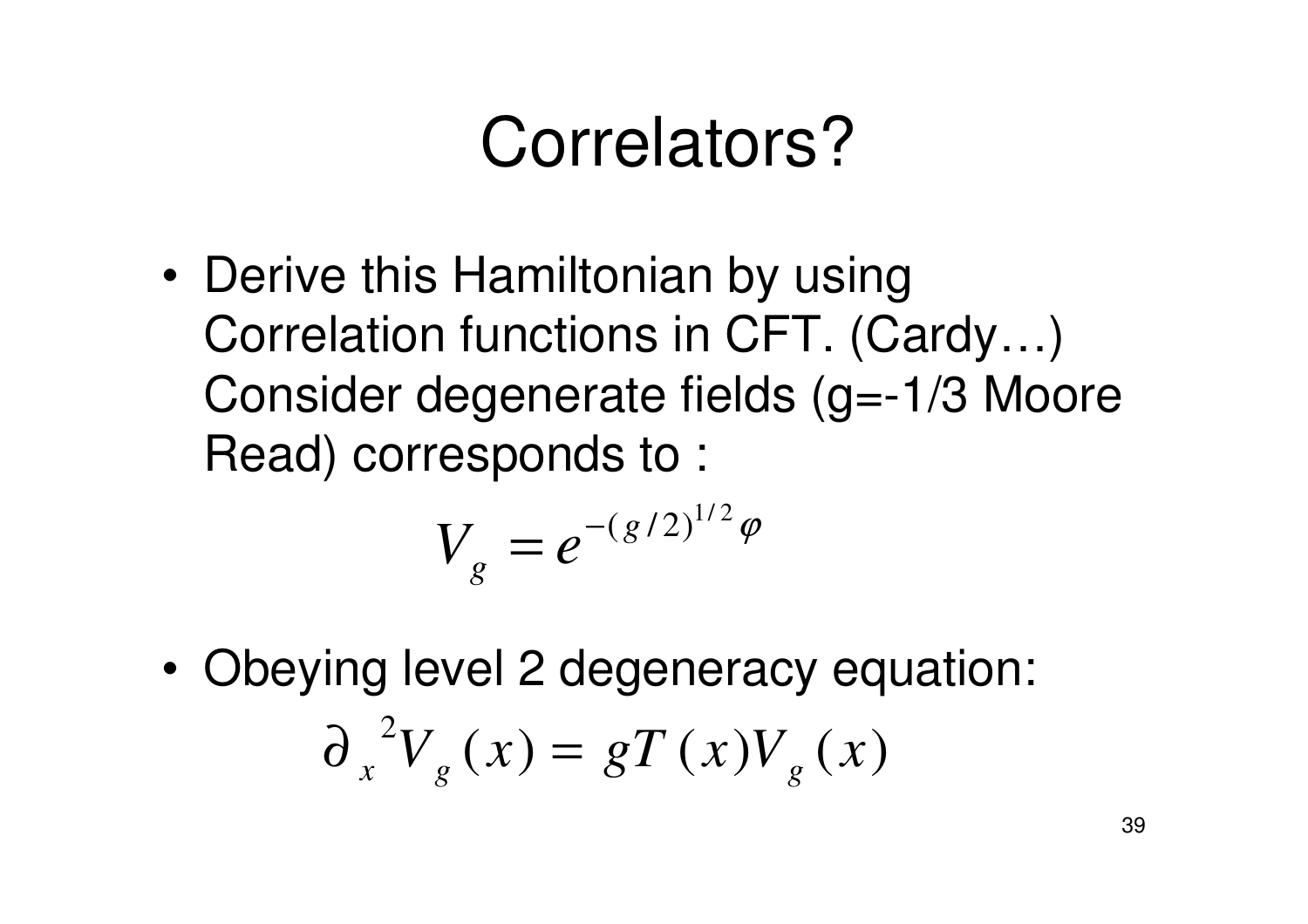# Correlators?

- Derive this Hamiltonian by using Correlation functions in CFT. (Cardy…) Consider degenerate fields (g=-1/3 Moore Read) corresponds to :

$$V_g = e^{-(g/2)^{1/2}\varphi}$$

- Obeying level 2 degeneracy equation:

$$\partial_x{}^2 V_g(x) = gT(x)V_g(x)$$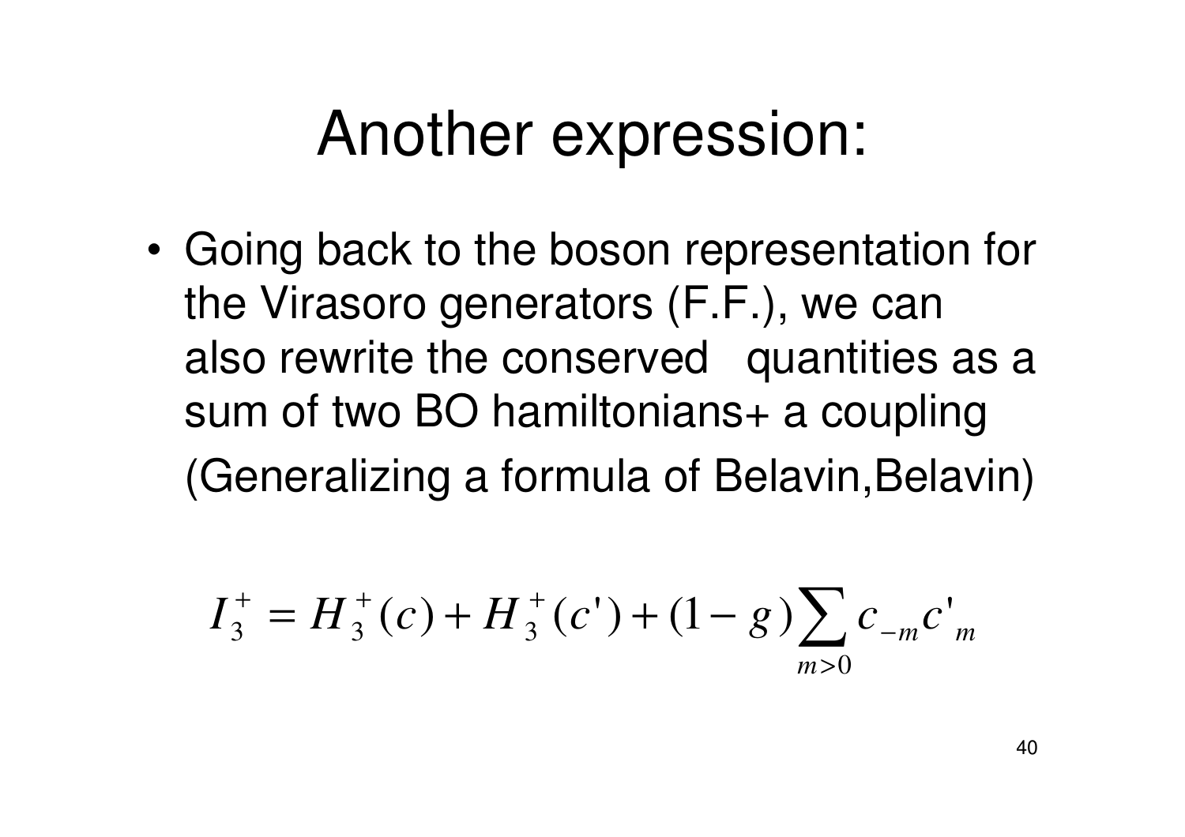# Another expression:

- Going back to the boson representation for the Virasoro generators (F.F.), we can also rewrite the conserved quantities as a sum of two BO hamiltonians+ a coupling (Generalizing a formula of Belavin,Belavin)

$$I_3^+ = H_3^+(c) + H_3^+(c') + (1-g)\sum_{m>0} c_{-m} c'_m$$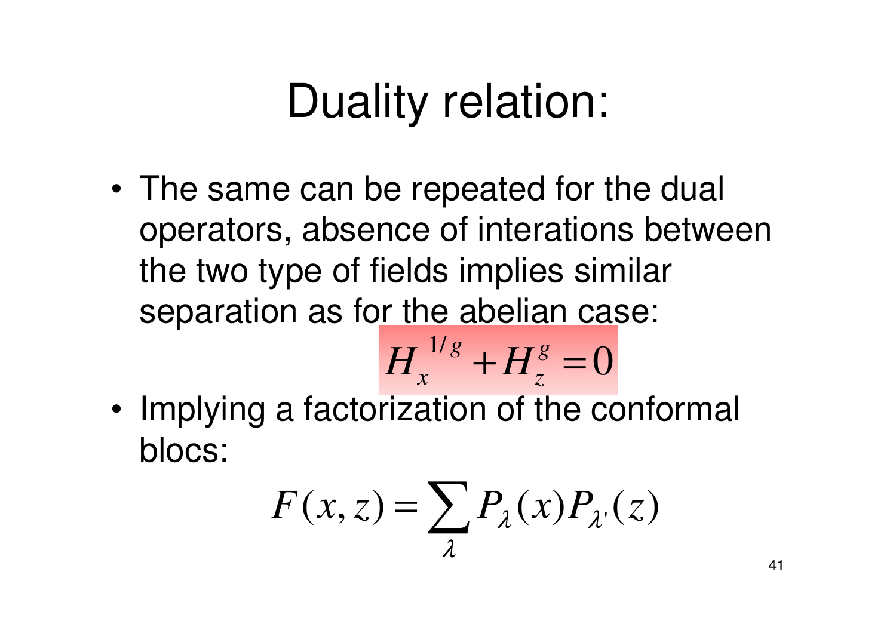# Duality relation:

- The same can be repeated for the dual operators, absence of interations between the two type of fields implies similar separation as for the abelian case:

$$H_x^{1/g} + H_z^g = 0$$

- Implying a factorization of the conformal blocs:

$$F(x,z) = \sum_\lambda P_\lambda(x) P_{\lambda'}(z)$$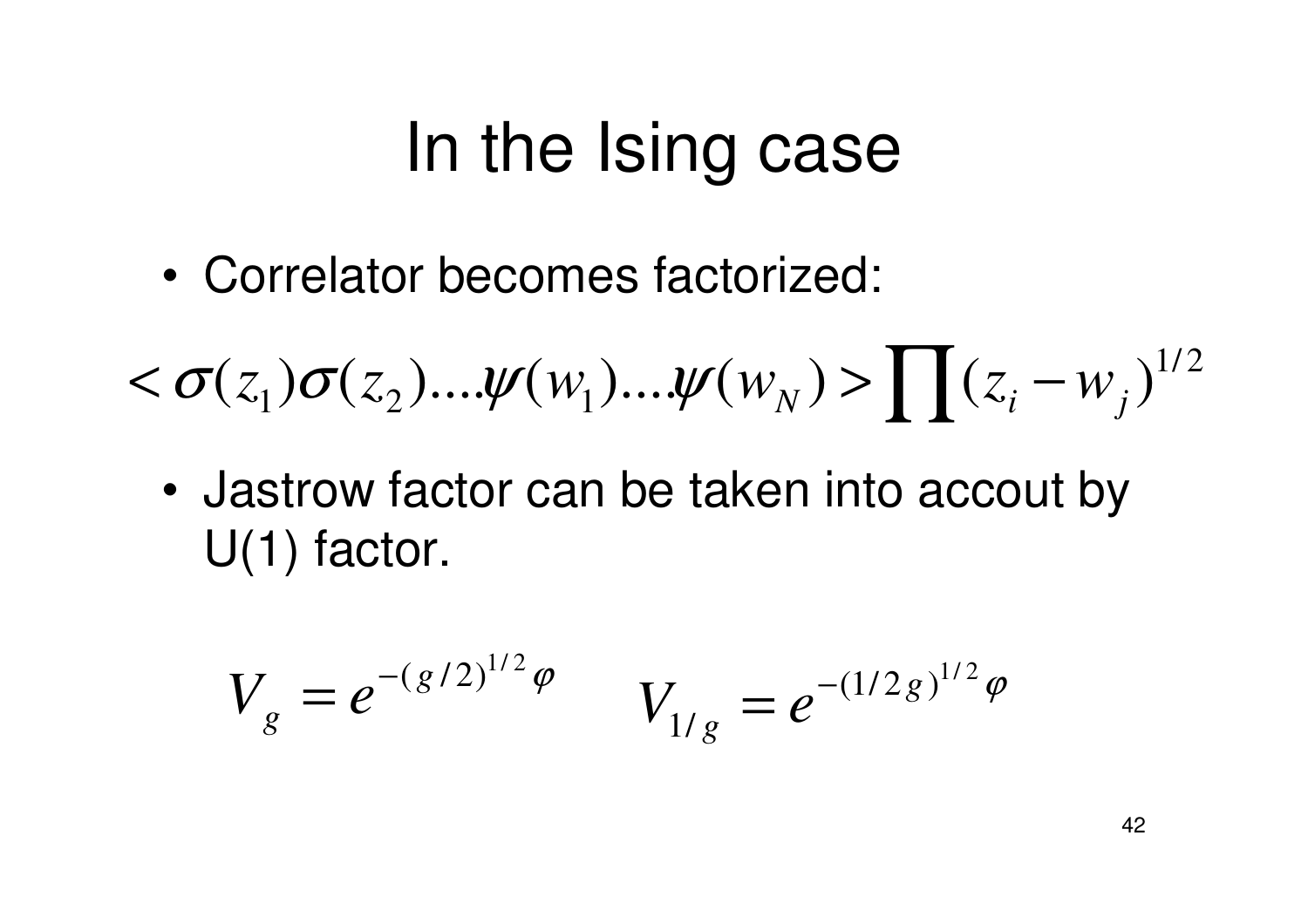# In the Ising case

- Correlator becomes factorized:

$$< \sigma(z_1)\sigma(z_2)....\psi(w_1)....\psi(w_N) > \prod (z_i - w_j)^{1/2}$$

- Jastrow factor can be taken into accout by U(1) factor.

$$V_g = e^{-(g/2)^{1/2}\varphi} \qquad V_{1/g} = e^{-(1/2g)^{1/2}\varphi}$$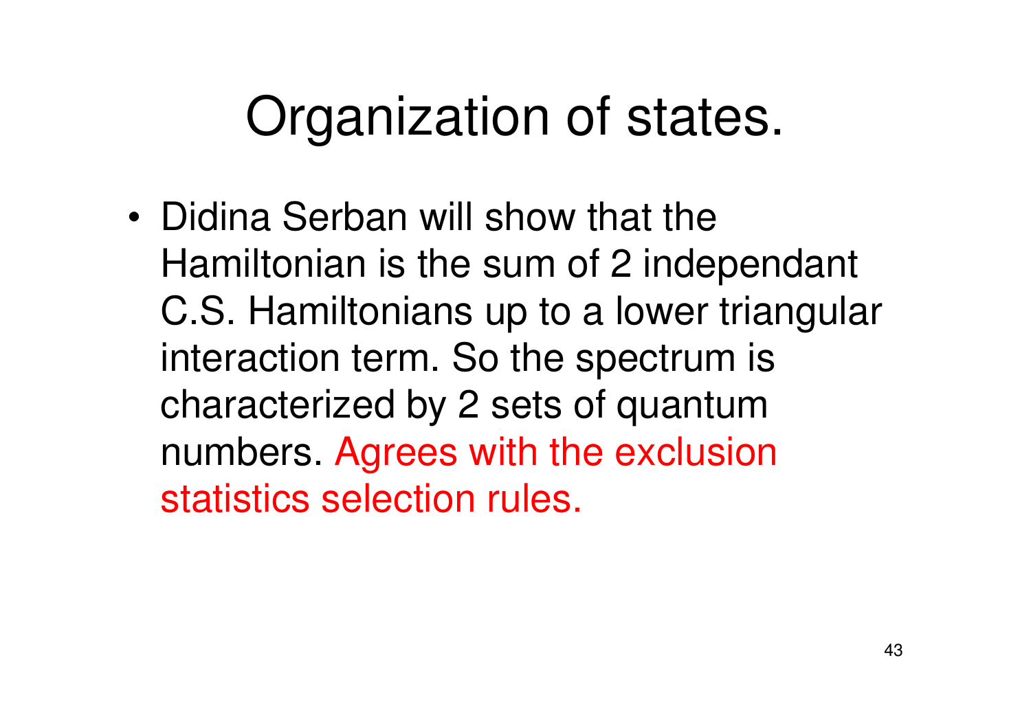# Organization of states.

- Didina Serban will show that the Hamiltonian is the sum of 2 independant C.S. Hamiltonians up to a lower triangular interaction term. So the spectrum is characterized by 2 sets of quantum numbers. Agrees with the exclusion statistics selection rules.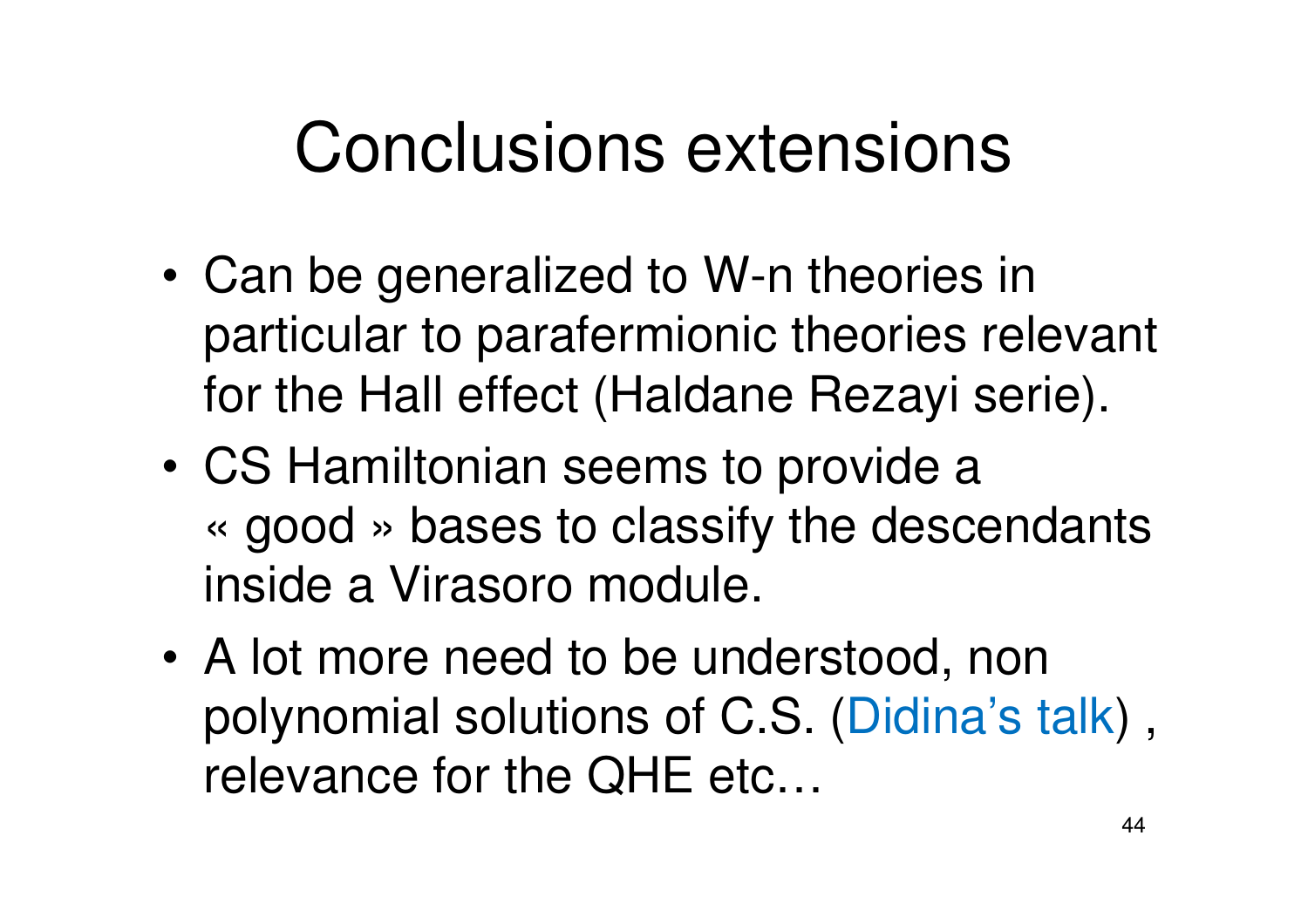# Conclusions extensions

- Can be generalized to W-n theories in particular to parafermionic theories relevant for the Hall effect (Haldane Rezayi serie).
- CS Hamiltonian seems to provide a « good » bases to classify the descendants inside a Virasoro module.
- A lot more need to be understood, non polynomial solutions of C.S. (Didina's talk) , relevance for the QHE etc…